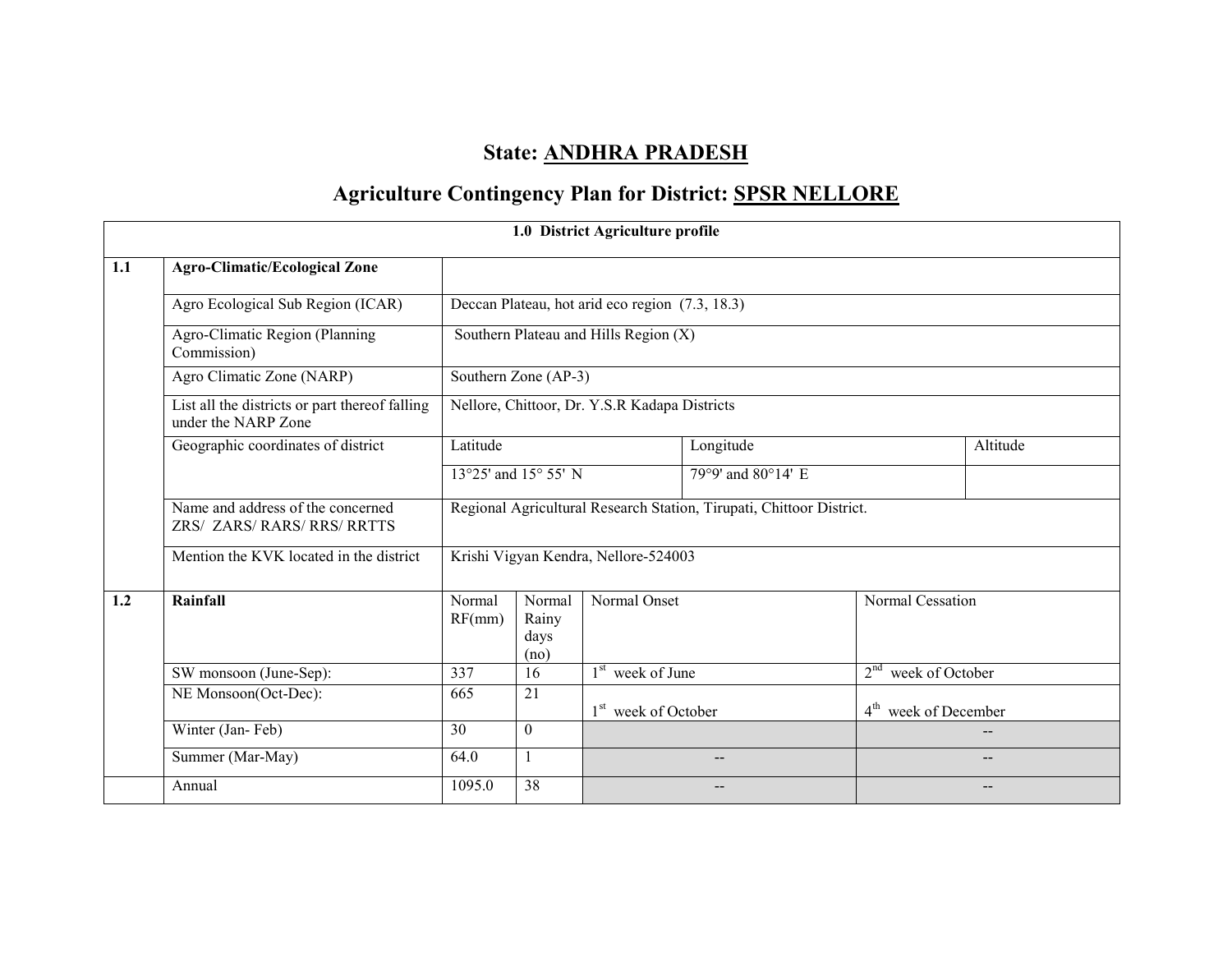# State: ANDHRA PRADESH

## Agriculture Contingency Plan for District: SPSR NELLORE

| 1.0 District Agriculture profile | | | | | | |
|---|---|---|---|---|---|---|
| **1.1** | **Agro-Climatic/Ecological Zone** | | | | | |
| | Agro Ecological Sub Region (ICAR) | Deccan Plateau, hot arid eco region (7.3, 18.3) | | | | |
| | Agro-Climatic Region (Planning Commission) | Southern Plateau and Hills Region (X) | | | | |
| | Agro Climatic Zone (NARP) | Southern Zone (AP-3) | | | | |
| | List all the districts or part thereof falling under the NARP Zone | Nellore, Chittoor, Dr. Y.S.R Kadapa Districts | | | | |
| | Geographic coordinates of district | Latitude | | Longitude | | Altitude |
| | | 13°25' and 15° 55' N | | 79°9' and 80°14' E | | |
| | Name and address of the concerned ZRS/ ZARS/ RARS/ RRS/ RRTTS | Regional Agricultural Research Station, Tirupati, Chittoor District. | | | | |
| | Mention the KVK located in the district | Krishi Vigyan Kendra, Nellore-524003 | | | | |
| **1.2** | **Rainfall** | Normal RF(mm) | Normal Rainy days (no) | Normal Onset | Normal Cessation | |
| | SW monsoon (June-Sep): | 337 | 16 | 1st week of June | 2nd week of October | |
| | NE Monsoon(Oct-Dec): | 665 | 21 | 1st week of October | 4th week of December | |
| | Winter (Jan- Feb) | 30 | 0 | | -- | |
| | Summer (Mar-May) | 64.0 | 1 | -- | -- | |
| | Annual | 1095.0 | 38 | -- | -- | |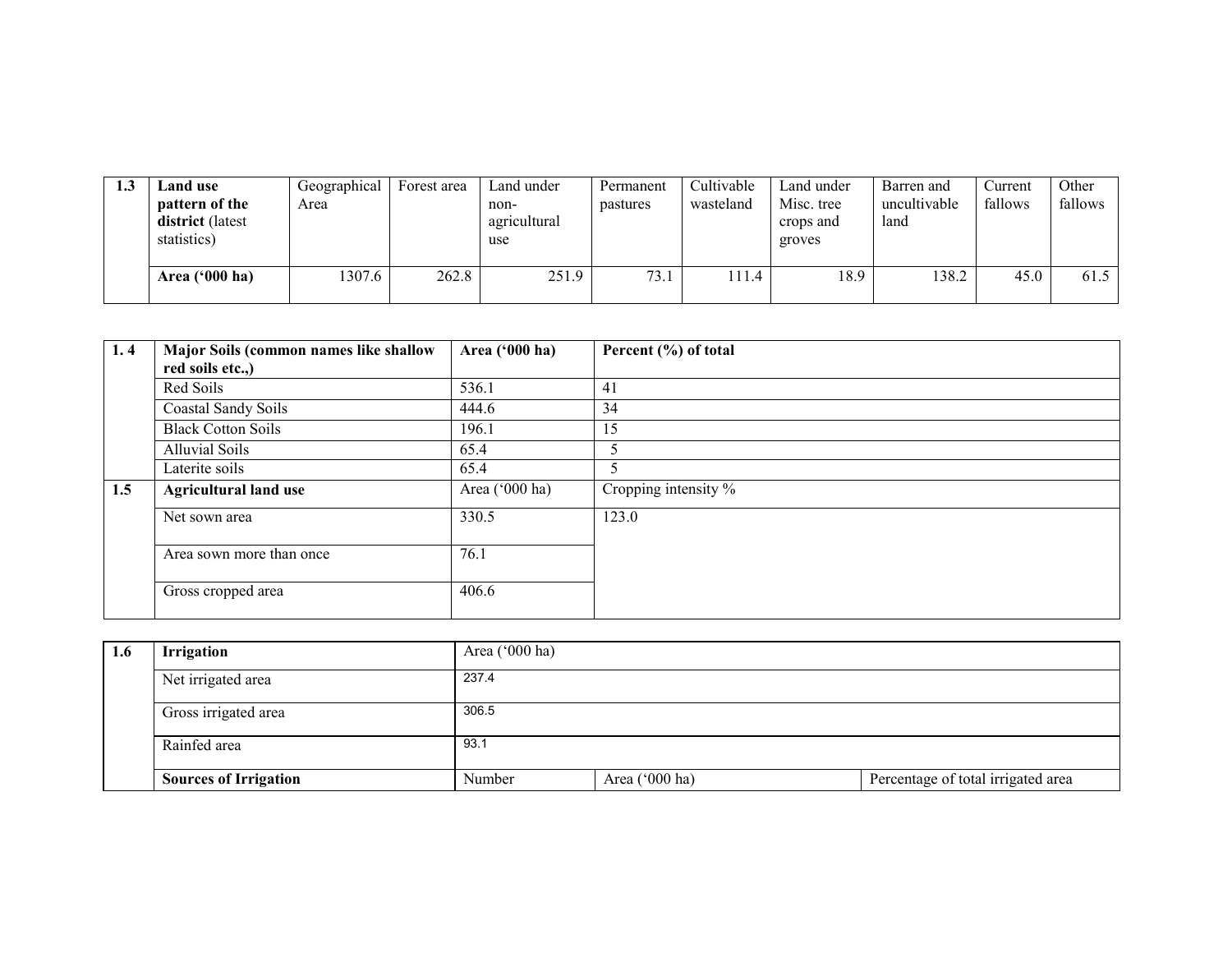| 1.3 | **Land use pattern of the district** (latest statistics) | Geographical Area | Forest area | Land under non-agricultural use | Permanent pastures | Cultivable wasteland | Land under Misc. tree crops and groves | Barren and uncultivable land | Current fallows | Other fallows |
|---|---|---|---|---|---|---|---|---|---|---|
| | **Area ('000 ha)** | 1307.6 | 262.8 | 251.9 | 73.1 | 111.4 | 18.9 | 138.2 | 45.0 | 61.5 |

| 1. 4 | **Major Soils (common names like shallow red soils etc.,)** | **Area ('000 ha)** | **Percent (%) of total** |
|---|---|---|---|
| | Red Soils | 536.1 | 41 |
| | Coastal Sandy Soils | 444.6 | 34 |
| | Black Cotton Soils | 196.1 | 15 |
| | Alluvial Soils | 65.4 | 5 |
| | Laterite soils | 65.4 | 5 |
| **1.5** | **Agricultural land use** | Area ('000 ha) | Cropping intensity % |
| | Net sown area | 330.5 | 123.0 |
| | Area sown more than once | 76.1 | |
| | Gross cropped area | 406.6 | |

| 1.6 | **Irrigation** | Area ('000 ha) | | |
|---|---|---|---|---|
| | Net irrigated area | 237.4 | | |
| | Gross irrigated area | 306.5 | | |
| | Rainfed area | 93.1 | | |
| | **Sources of Irrigation** | Number | Area ('000 ha) | Percentage of total irrigated area |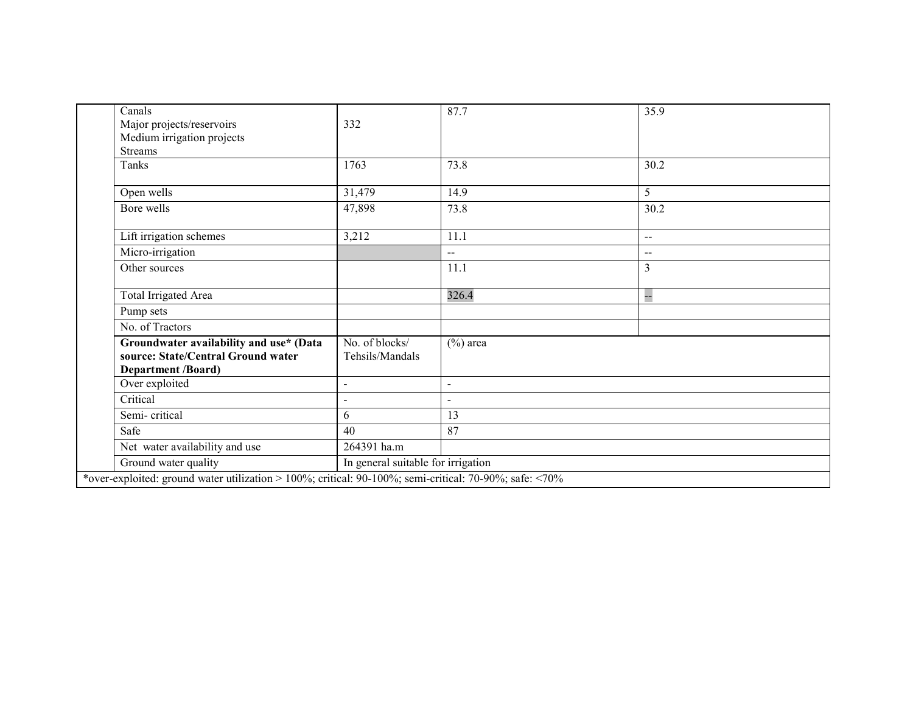| | | | | |
|---|---|---|---|---|
| | Canals<br>Major projects/reservoirs<br>Medium irrigation projects<br>Streams | 332 | 87.7 | 35.9 |
| | Tanks | 1763 | 73.8 | 30.2 |
| | Open wells | 31,479 | 14.9 | 5 |
| | Bore wells | 47,898 | 73.8 | 30.2 |
| | Lift irrigation schemes | 3,212 | 11.1 | -- |
| | Micro-irrigation | | -- | -- |
| | Other sources | | 11.1 | 3 |
| | Total Irrigated Area | | 326.4 | -- |
| | Pump sets | | | |
| | No. of Tractors | | | |
| | **Groundwater availability and use* (Data source: State/Central Ground water Department /Board)** | No. of blocks/ Tehsils/Mandals | (%) area | |
| | Over exploited | - | - | |
| | Critical | - | - | |
| | Semi- critical | 6 | 13 | |
| | Safe | 40 | 87 | |
| | Net water availability and use | 264391 ha.m | | |
| | Ground water quality | In general suitable for irrigation | | |

*over-exploited: ground water utilization > 100%; critical: 90-100%; semi-critical: 70-90%; safe: <70%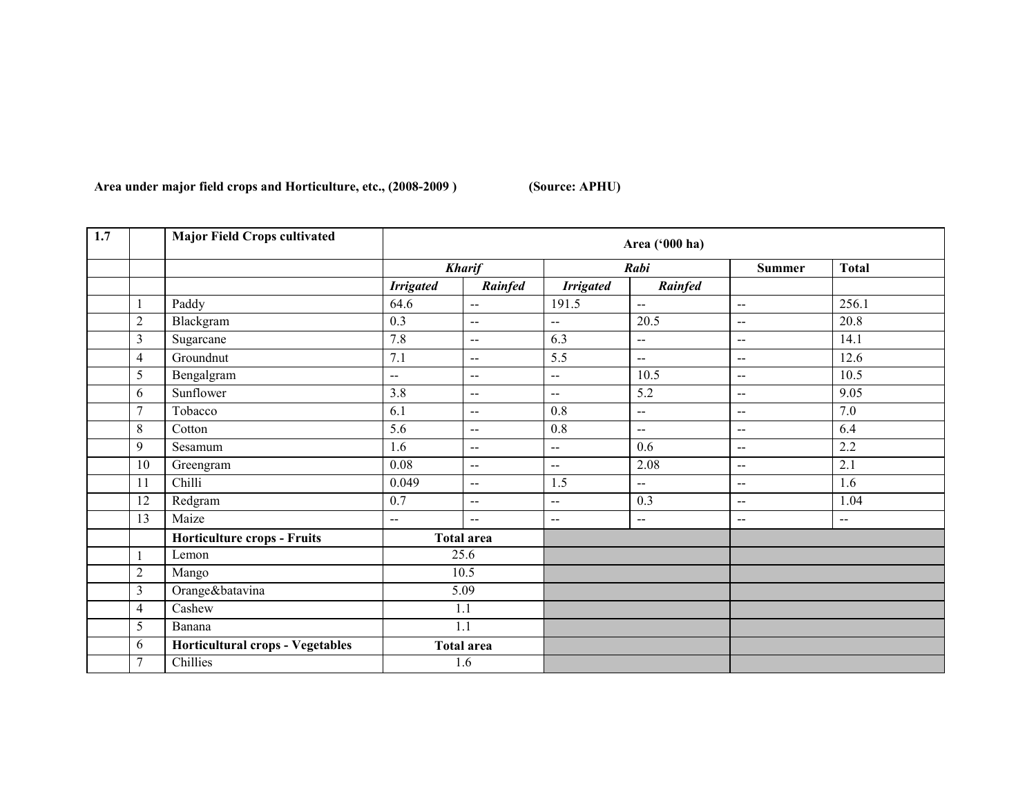**Area under major field crops and Horticulture, etc., (2008-2009 )** **(Source: APHU)**

| 1.7 | | Major Field Crops cultivated | Area ('000 ha) | | | | | |
|---|---|---|---|---|---|---|---|---|
| | | | ***Kharif*** | | ***Rabi*** | | **Summer** | **Total** |
| | | | ***Irrigated*** | ***Rainfed*** | ***Irrigated*** | ***Rainfed*** | | |
| | 1 | Paddy | 64.6 | -- | 191.5 | -- | -- | 256.1 |
| | 2 | Blackgram | 0.3 | -- | -- | 20.5 | -- | 20.8 |
| | 3 | Sugarcane | 7.8 | -- | 6.3 | -- | -- | 14.1 |
| | 4 | Groundnut | 7.1 | -- | 5.5 | -- | -- | 12.6 |
| | 5 | Bengalgram | -- | -- | -- | 10.5 | -- | 10.5 |
| | 6 | Sunflower | 3.8 | -- | -- | 5.2 | -- | 9.05 |
| | 7 | Tobacco | 6.1 | -- | 0.8 | -- | -- | 7.0 |
| | 8 | Cotton | 5.6 | -- | 0.8 | -- | -- | 6.4 |
| | 9 | Sesamum | 1.6 | -- | -- | 0.6 | -- | 2.2 |
| | 10 | Greengram | 0.08 | -- | -- | 2.08 | -- | 2.1 |
| | 11 | Chilli | 0.049 | -- | 1.5 | -- | -- | 1.6 |
| | 12 | Redgram | 0.7 | -- | -- | 0.3 | -- | 1.04 |
| | 13 | Maize | -- | -- | -- | -- | -- | -- |
| | | **Horticulture crops - Fruits** | **Total area** | | | | | |
| | 1 | Lemon | 25.6 | | | | | |
| | 2 | Mango | 10.5 | | | | | |
| | 3 | Orange&batavina | 5.09 | | | | | |
| | 4 | Cashew | 1.1 | | | | | |
| | 5 | Banana | 1.1 | | | | | |
| | 6 | **Horticultural crops - Vegetables** | **Total area** | | | | | |
| | 7 | Chillies | 1.6 | | | | | |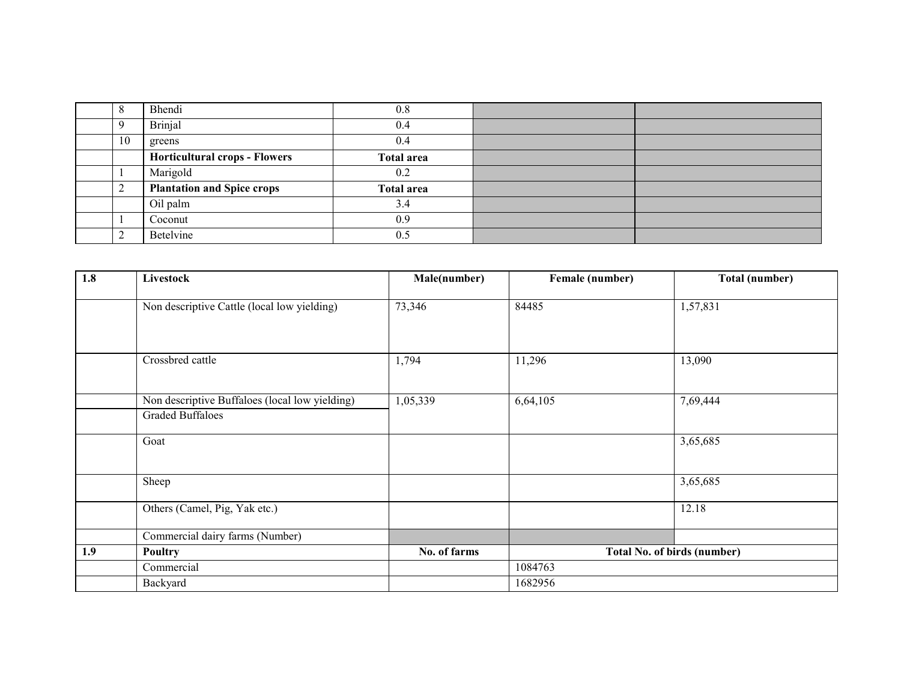|  | 8 | Bhendi | 0.8 |  |  |
|---|---|---|---|---|---|
|  | 9 | Brinjal | 0.4 |  |  |
|  | 10 | greens | 0.4 |  |  |
|  |  | **Horticultural crops - Flowers** | **Total area** |  |  |
|  | 1 | Marigold | 0.2 |  |  |
|  | 2 | **Plantation and Spice crops** | **Total area** |  |  |
|  |  | Oil palm | 3.4 |  |  |
|  | 1 | Coconut | 0.9 |  |  |
|  | 2 | Betelvine | 0.5 |  |  |

| **1.8** | **Livestock** | **Male(number)** | **Female (number)** | **Total (number)** |
|---|---|---|---|---|
|  | Non descriptive Cattle (local low yielding) | 73,346 | 84485 | 1,57,831 |
|  | Crossbred cattle | 1,794 | 11,296 | 13,090 |
|  | Non descriptive Buffaloes (local low yielding) | 1,05,339 | 6,64,105 | 7,69,444 |
|  | Graded Buffaloes |  |  |  |
|  | Goat |  |  | 3,65,685 |
|  | Sheep |  |  | 3,65,685 |
|  | Others (Camel, Pig, Yak etc.) |  |  | 12.18 |
|  | Commercial dairy farms (Number) |  |  |  |
| **1.9** | **Poultry** | **No. of farms** | **Total No. of birds (number)** |  |
|  | Commercial |  | 1084763 |  |
|  | Backyard |  | 1682956 |  |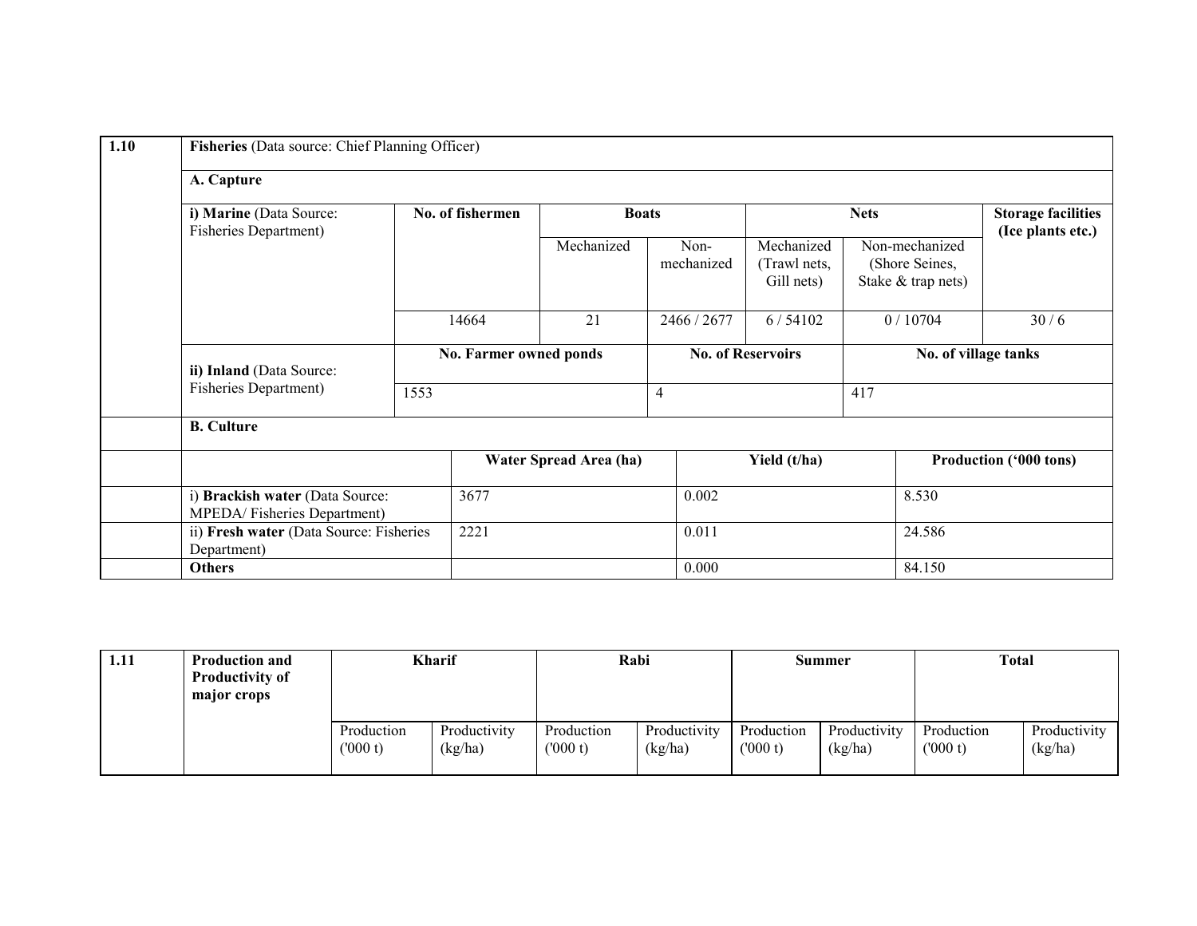| 1.10 | Fisheries (Data source: Chief Planning Officer) | | | | | | |
|---|---|---|---|---|---|---|---|
| | **A. Capture** | | | | | | |
| | **i) Marine** (Data Source: Fisheries Department) | **No. of fishermen** | **Boats** | | **Nets** | | **Storage facilities (Ice plants etc.)** |
| | | | Mechanized | Non-mechanized | Mechanized (Trawl nets, Gill nets) | Non-mechanized (Shore Seines, Stake & trap nets) | |
| | | 14664 | 21 | 2466 / 2677 | 6 / 54102 | 0 / 10704 | 30 / 6 |
| | **ii) Inland** (Data Source: Fisheries Department) | **No. Farmer owned ponds** | | **No. of Reservoirs** | | **No. of village tanks** | |
| | | 1553 | | 4 | | 417 | |
| | **B. Culture** | | | | | | |
| | | **Water Spread Area (ha)** | | **Yield (t/ha)** | | **Production ('000 tons)** | |
| | i) **Brackish water** (Data Source: MPEDA/ Fisheries Department) | 3677 | | 0.002 | | 8.530 | |
| | ii) **Fresh water** (Data Source: Fisheries Department) | 2221 | | 0.011 | | 24.586 | |
| | **Others** | | | 0.000 | | 84.150 | |

| 1.11 | Production and Productivity of major crops | Kharif | | Rabi | | Summer | | Total | |
|---|---|---|---|---|---|---|---|---|---|
| | | Production ('000 t) | Productivity (kg/ha) | Production ('000 t) | Productivity (kg/ha) | Production ('000 t) | Productivity (kg/ha) | Production ('000 t) | Productivity (kg/ha) |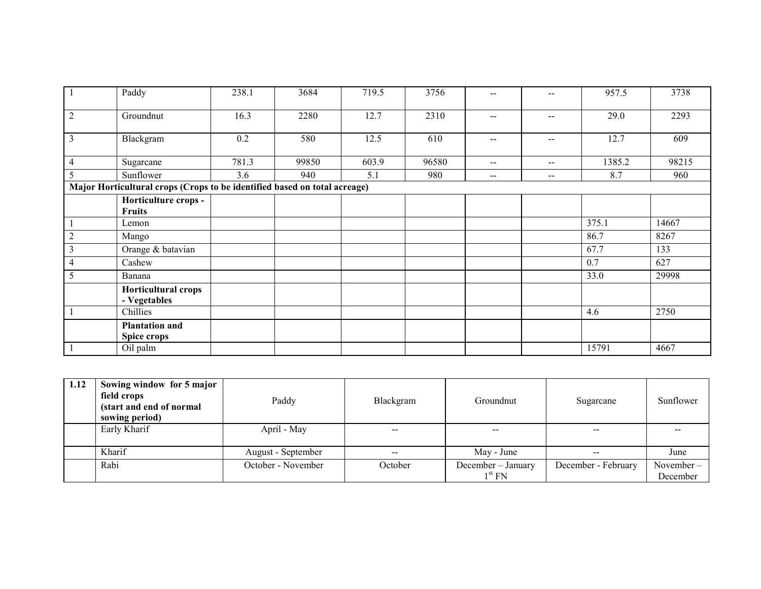| | | | | | | | | | |
|---|---|---|---|---|---|---|---|---|---|
| 1 | Paddy | 238.1 | 3684 | 719.5 | 3756 | -- | -- | 957.5 | 3738 |
| 2 | Groundnut | 16.3 | 2280 | 12.7 | 2310 | -- | -- | 29.0 | 2293 |
| 3 | Blackgram | 0.2 | 580 | 12.5 | 610 | -- | -- | 12.7 | 609 |
| 4 | Sugarcane | 781.3 | 99850 | 603.9 | 96580 | -- | -- | 1385.2 | 98215 |
| 5 | Sunflower | 3.6 | 940 | 5.1 | 980 | -- | -- | 8.7 | 960 |
| **Major Horticultural crops (Crops to be identified based on total acreage)** | | | | | | | | | |
| | **Horticulture crops - Fruits** | | | | | | | | |
| 1 | Lemon | | | | | | | 375.1 | 14667 |
| 2 | Mango | | | | | | | 86.7 | 8267 |
| 3 | Orange & batavian | | | | | | | 67.7 | 133 |
| 4 | Cashew | | | | | | | 0.7 | 627 |
| 5 | Banana | | | | | | | 33.0 | 29998 |
| | **Horticultural crops - Vegetables** | | | | | | | | |
| 1 | Chillies | | | | | | | 4.6 | 2750 |
| | **Plantation and Spice crops** | | | | | | | | |
| 1 | Oil palm | | | | | | | 15791 | 4667 |

| **1.12** | **Sowing window for 5 major field crops (start and end of normal sowing period)** | Paddy | Blackgram | Groundnut | Sugarcane | Sunflower |
|---|---|---|---|---|---|---|
| | Early Kharif | April - May | -- | -- | -- | -- |
| | Kharif | August - September | -- | May - June | -- | June |
| | Rabi | October - November | October | December – January 1st FN | December - February | November – December |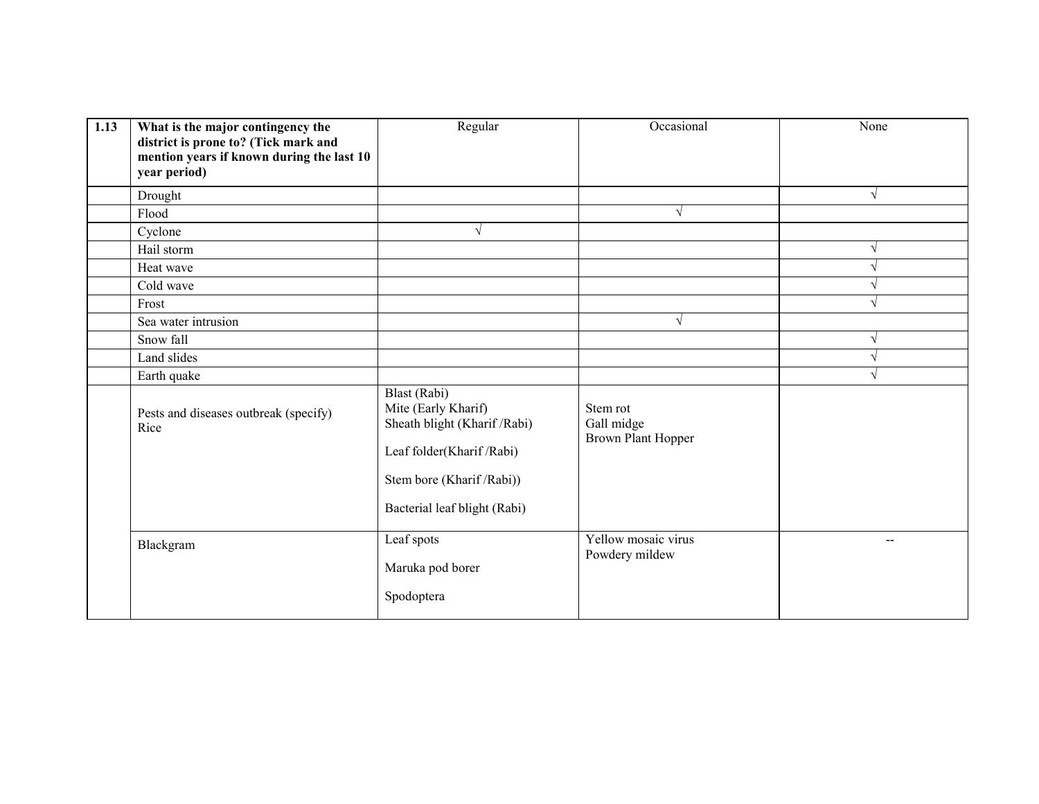| 1.13 | What is the major contingency the district is prone to? (Tick mark and mention years if known during the last 10 year period) | Regular | Occasional | None |
|---|---|---|---|---|
| | Drought | | | √ |
| | Flood | | √ | |
| | Cyclone | √ | | |
| | Hail storm | | | √ |
| | Heat wave | | | √ |
| | Cold wave | | | √ |
| | Frost | | | √ |
| | Sea water intrusion | | √ | |
| | Snow fall | | | √ |
| | Land slides | | | √ |
| | Earth quake | | | √ |
| | Pests and diseases outbreak (specify) Rice | Blast (Rabi)<br>Mite (Early Kharif)<br>Sheath blight (Kharif /Rabi)<br>Leaf folder(Kharif /Rabi)<br>Stem bore (Kharif /Rabi))<br>Bacterial leaf blight (Rabi) | Stem rot<br>Gall midge<br>Brown Plant Hopper | |
| | Blackgram | Leaf spots<br>Maruka pod borer<br>Spodoptera | Yellow mosaic virus<br>Powdery mildew | -- |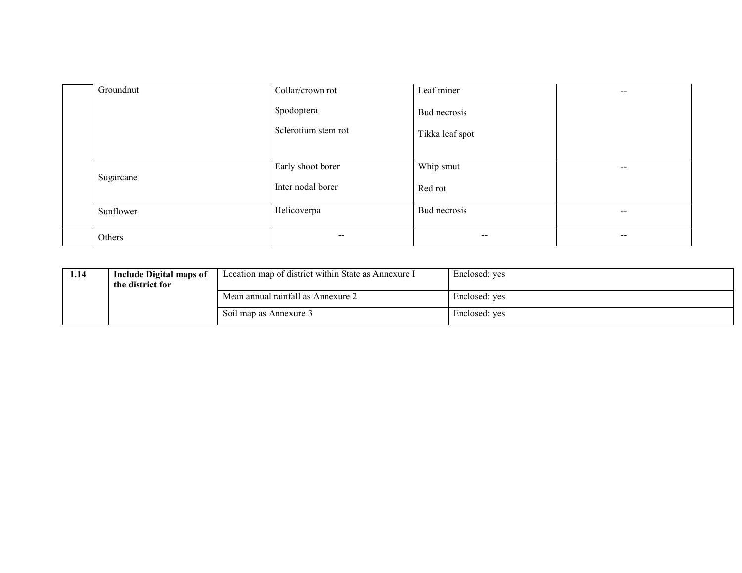| | | | | |
|---|---|---|---|---|
| | Groundnut | Collar/crown rot<br>Spodoptera<br>Sclerotium stem rot | Leaf miner<br>Bud necrosis<br>Tikka leaf spot | -- |
| | Sugarcane | Early shoot borer<br>Inter nodal borer | Whip smut<br>Red rot | -- |
| | Sunflower | Helicoverpa | Bud necrosis | -- |
| | Others | -- | -- | -- |

| | | | |
|---|---|---|---|
| **1.14** | **Include Digital maps of the district for** | Location map of district within State as Annexure I | Enclosed: yes |
| | | Mean annual rainfall as Annexure 2 | Enclosed: yes |
| | | Soil map as Annexure 3 | Enclosed: yes |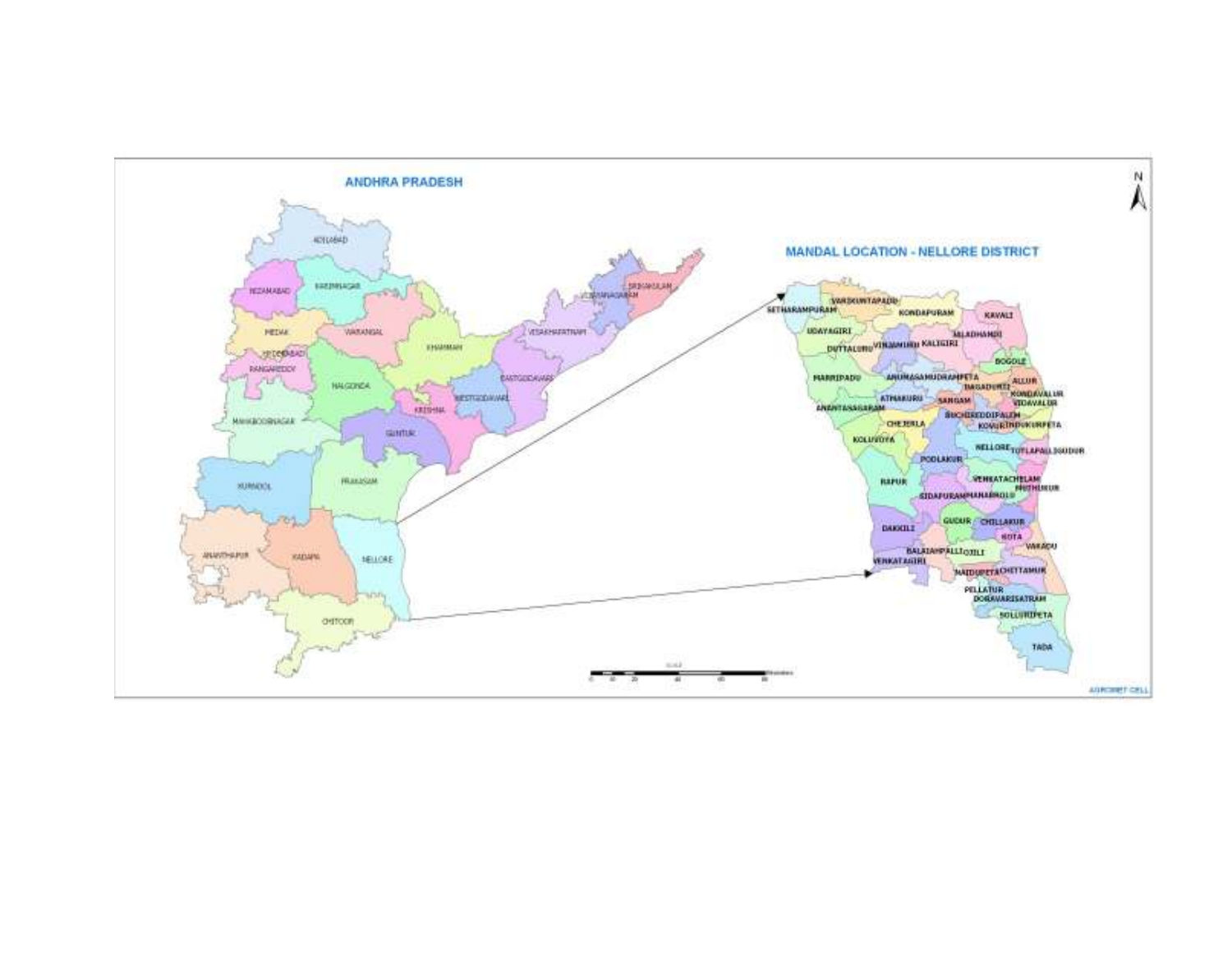ANDHRA PRADESH

MANDAL LOCATION - NELLORE DISTRICT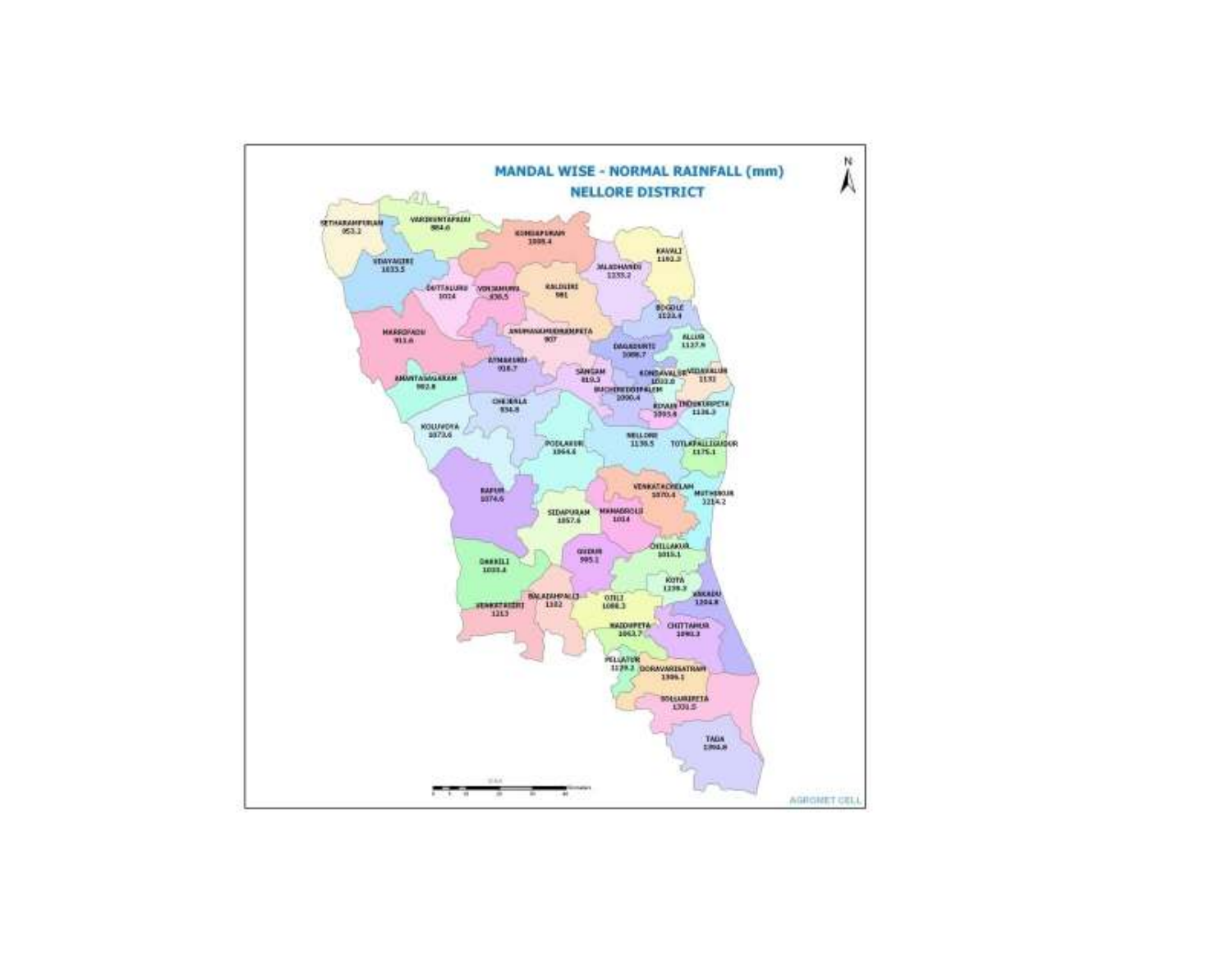# MANDAL WISE - NORMAL RAINFALL (mm)

## NELLORE DISTRICT

| Mandal | Normal Rainfall (mm) |
| --- | --- |
| SEETHARAMPURAM | 953.2 |
| VARIKUNTAPADU | 984.6 |
| KONDAPURAM | 1009.4 |
| KAVALI | 1162.3 |
| VINJAMUR | 836.5 |
| VIDAVALURU | 1131 |
| KALIGIRI | 981 |
| JALADANKI | 1233.2 |
| DUTTALURU | 1024 |
| UDAYAGIRI | 1033.5 |
| BOGOLE | 1123.4 |
| MARRIPADU | 911.6 |
| ANUMASAMUDRAMPETA | 907 |
| DAGADARTHI | 1086.7 |
| ALLUR | 1137.9 |
| ATMAKURU | 918.7 |
| SANGAM | 815.3 |
| KOVUR | 1022.0 |
| ANANTASAGARAM | 902.8 |
| BUCHIREDDIPALEM | 1090.4 |
| CHEJERLA | 934.8 |
| KODAVALURU | 1093.6 |
| INDUKURPETA | 1136.3 |
| KALUVOYA | 1073.6 |
| NELLORE | 1130.5 |
| TOTAPALLIGUDUR | 1175.1 |
| PODALAKUR | 1064.6 |
| RAPUR | 1074.6 |
| VENKATACHALAM | 1070.4 |
| MUTHUKUR | 1214.2 |
| SAIDAPURAM | 1057.6 |
| MANUBOLU | 1014 |
| CHILLAKUR | 1015.1 |
| GUDUR | 995.1 |
| DAKKILI | 1033.4 |
| KOTA | 1239.3 |
| VAKADU | 1204.8 |
| BALAYAPALLI | 1102 |
| OJILI | 1086.3 |
| VENKATAGIRI | 1213 |
| NAIDUPETA | 1063.7 |
| CHITTAMUR | 1090.3 |
| PELLAKUR | 1129.2 |
| DORAVARISATRAM | 1306.1 |
| SULLURPETA | 1331.5 |
| TADA | 1394.8 |

AGRONET CELL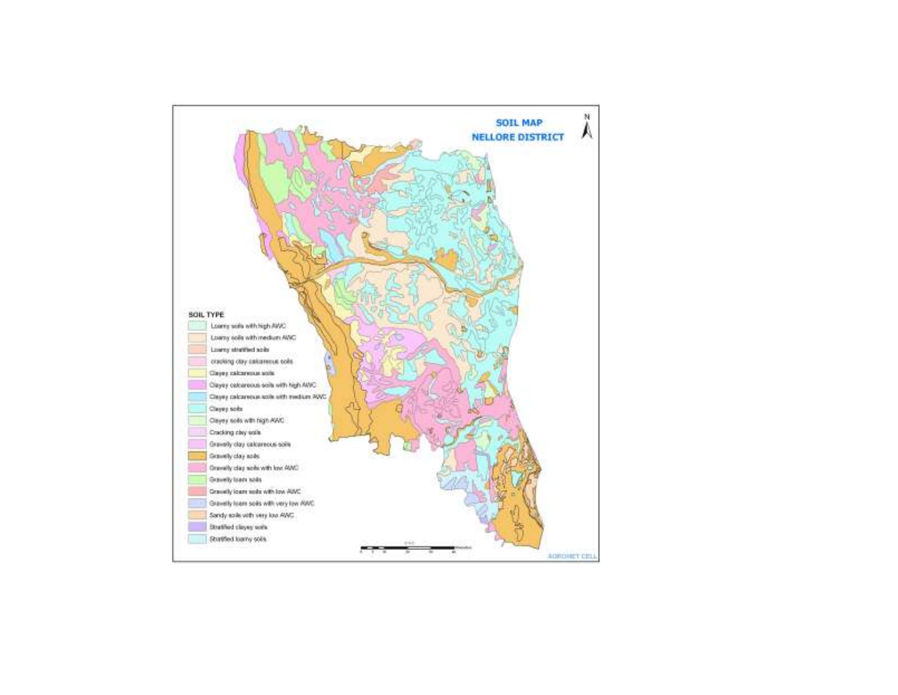**SOIL MAP**
**NELLORE DISTRICT**

N

**SOIL TYPE**

- Loamy soils with high AWC
- Loamy soils with medium AWC
- Loamy stratified soils
- cracking clay calcareous soils
- Clayey calcareous soils
- Clayey calcareous soils with high AWC
- Clayey calcareous soils with medium AWC
- Clayey soils
- Clayey soils with high AWC
- Cracking clay soils
- Gravelly clay calcareous soils
- Gravelly clay soils
- Gravelly clay soils with low AWC
- Gravelly loam soils
- Gravelly loam soils with low AWC
- Gravelly loam soils with very low AWC
- Sandy soils with very low AWC
- Stratified clayey soils
- Stratified loamy soils

AGROMET CELL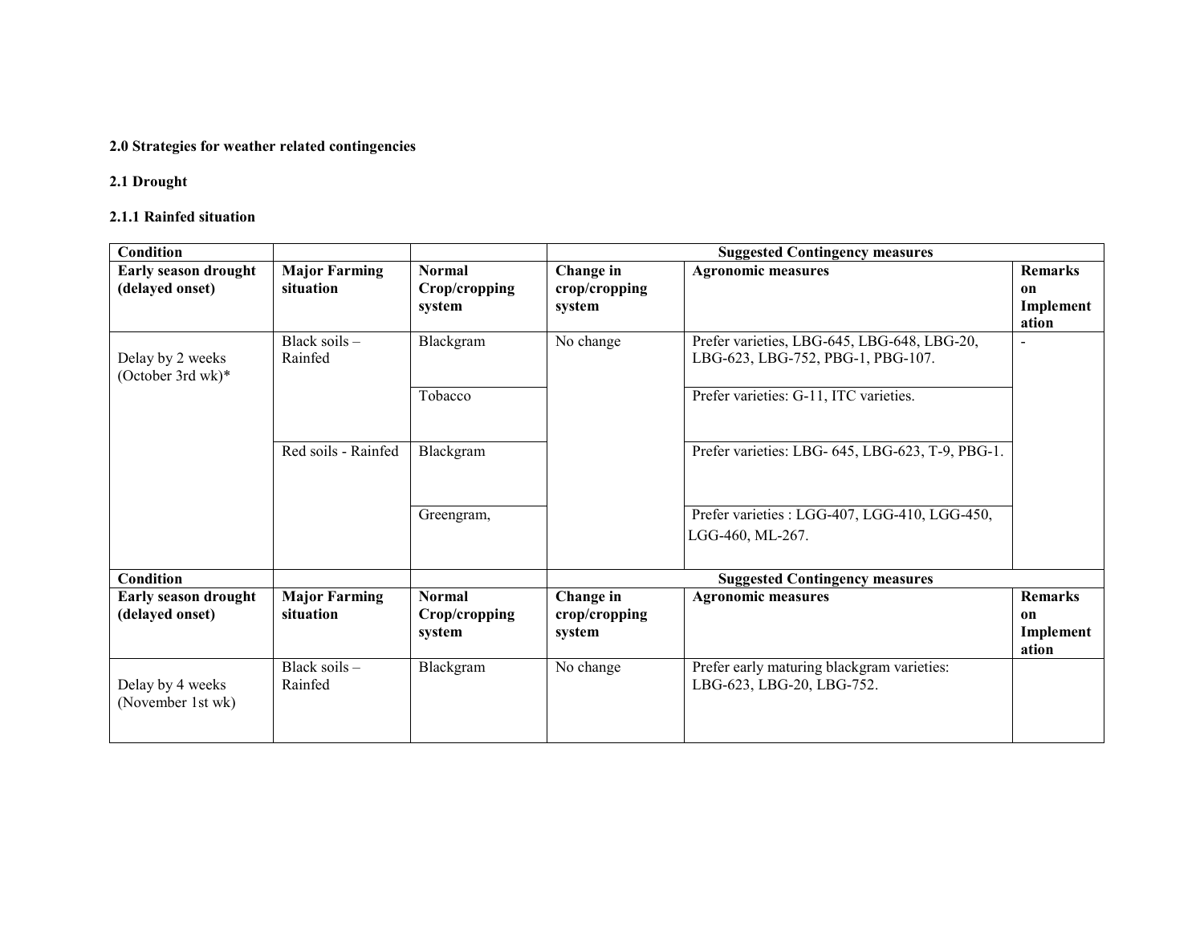**2.0 Strategies for weather related contingencies**

**2.1 Drought**

**2.1.1 Rainfed situation**

| Condition | | | Suggested Contingency measures | | |
|---|---|---|---|---|---|
| **Early season drought (delayed onset)** | **Major Farming situation** | **Normal Crop/cropping system** | **Change in crop/cropping system** | **Agronomic measures** | **Remarks on Implementation** |
| Delay by 2 weeks (October 3rd wk)* | Black soils – Rainfed | Blackgram | No change | Prefer varieties, LBG-645, LBG-648, LBG-20, LBG-623, LBG-752, PBG-1, PBG-107. | - |
| | | Tobacco | | Prefer varieties: G-11, ITC varieties. | |
| | Red soils - Rainfed | Blackgram | | Prefer varieties: LBG- 645, LBG-623, T-9, PBG-1. | |
| | | Greengram, | | Prefer varieties : LGG-407, LGG-410, LGG-450, LGG-460, ML-267. | |

| Condition | | | Suggested Contingency measures | | |
|---|---|---|---|---|---|
| **Early season drought (delayed onset)** | **Major Farming situation** | **Normal Crop/cropping system** | **Change in crop/cropping system** | **Agronomic measures** | **Remarks on Implementation** |
| Delay by 4 weeks (November 1st wk) | Black soils – Rainfed | Blackgram | No change | Prefer early maturing blackgram varieties: LBG-623, LBG-20, LBG-752. | |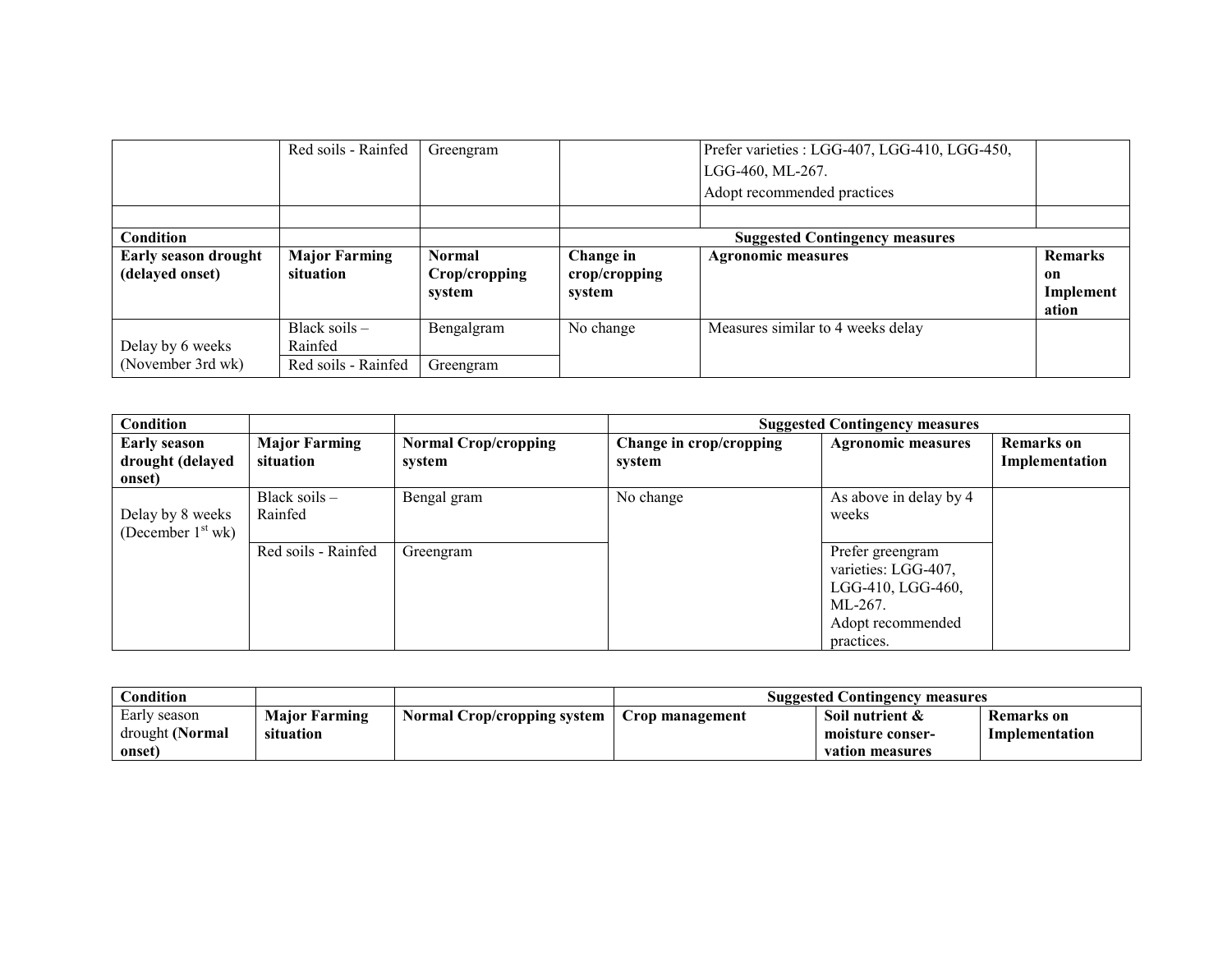| | Red soils - Rainfed | Greengram | | Prefer varieties : LGG-407, LGG-410, LGG-450, LGG-460, ML-267.<br>Adopt recommended practices | |
|---|---|---|---|---|---|
| | | | | | |
| **Condition** | | | **Suggested Contingency measures** | | |
| **Early season drought (delayed onset)** | **Major Farming situation** | **Normal Crop/cropping system** | **Change in crop/cropping system** | **Agronomic measures** | **Remarks on Implementation** |
| Delay by 6 weeks (November 3rd wk) | Black soils – Rainfed | Bengalgram | No change | Measures similar to 4 weeks delay | |
| | Red soils - Rainfed | Greengram | | | |

| **Condition** | | | **Suggested Contingency measures** | | |
|---|---|---|---|---|---|
| **Early season drought (delayed onset)** | **Major Farming situation** | **Normal Crop/cropping system** | **Change in crop/cropping system** | **Agronomic measures** | **Remarks on Implementation** |
| Delay by 8 weeks (December 1st wk) | Black soils – Rainfed | Bengal gram | No change | As above in delay by 4 weeks | |
| | Red soils - Rainfed | Greengram | | Prefer greengram varieties: LGG-407, LGG-410, LGG-460, ML-267.<br>Adopt recommended practices. | |

| **Condition** | | | **Suggested Contingency measures** | | |
|---|---|---|---|---|---|
| Early season drought **(Normal onset)** | **Major Farming situation** | **Normal Crop/cropping system** | **Crop management** | **Soil nutrient & moisture conser-vation measures** | **Remarks on Implementation** |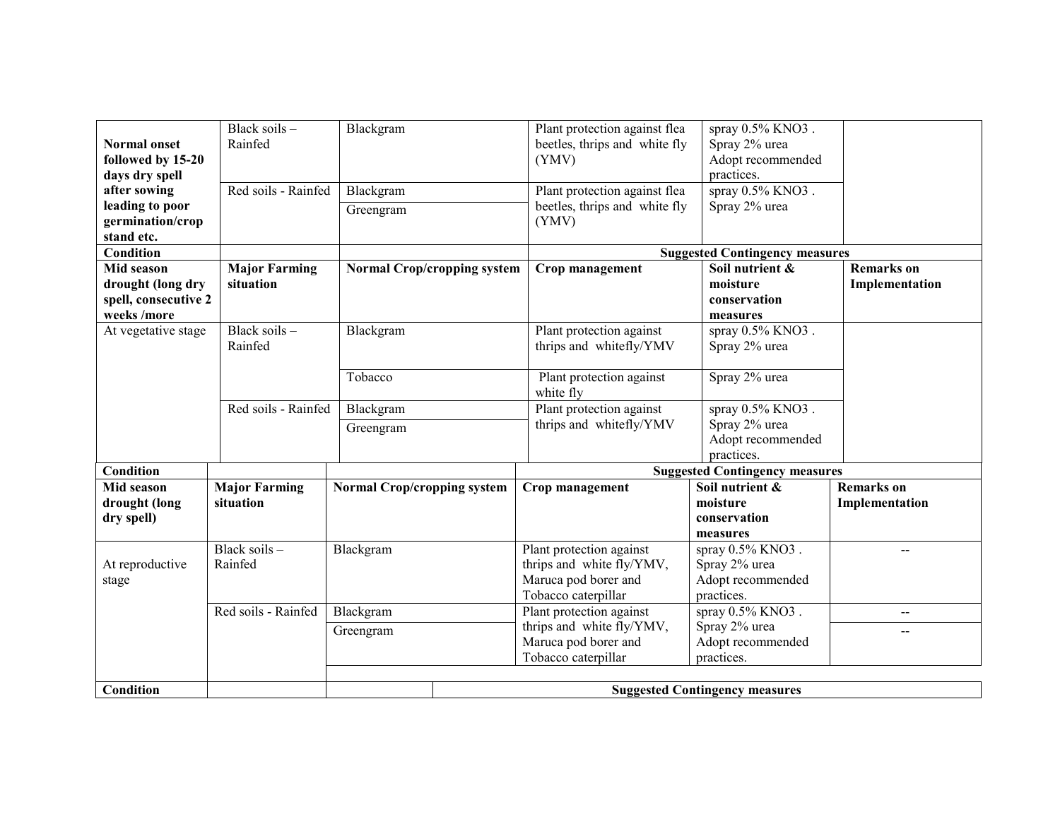| Normal onset followed by 15-20 days dry spell after sowing leading to poor germination/crop stand etc. | Black soils – Rainfed | Blackgram | Plant protection against flea beetles, thrips and white fly (YMV) | spray 0.5% $KNO_3$ . Spray 2% urea Adopt recommended practices. | |
|---|---|---|---|---|---|
| | Red soils - Rainfed | Blackgram | Plant protection against flea beetles, thrips and white fly (YMV) | spray 0.5% $KNO_3$ . Spray 2% urea | |
| | | Greengram | | | |

| **Condition** | | | **Suggested Contingency measures** | | |
|---|---|---|---|---|---|
| **Mid season drought (long dry spell, consecutive 2 weeks /more** | **Major Farming situation** | **Normal Crop/cropping system** | **Crop management** | **Soil nutrient & moisture conservation measures** | **Remarks on Implementation** |
| At vegetative stage | Black soils – Rainfed | Blackgram | Plant protection against thrips and whitefly/YMV | spray 0.5% $KNO_3$ . Spray 2% urea | |
| | | Tobacco | Plant protection against white fly | Spray 2% urea | |
| | Red soils - Rainfed | Blackgram | Plant protection against thrips and whitefly/YMV | spray 0.5% $KNO_3$ . Spray 2% urea Adopt recommended practices. | |
| | | Greengram | | | |

| **Condition** | | | **Suggested Contingency measures** | | |
|---|---|---|---|---|---|
| **Mid season drought (long dry spell)** | **Major Farming situation** | **Normal Crop/cropping system** | **Crop management** | **Soil nutrient & moisture conservation measures** | **Remarks on Implementation** |
| At reproductive stage | Black soils – Rainfed | Blackgram | Plant protection against thrips and white fly/YMV, Maruca pod borer and Tobacco caterpillar | spray 0.5% $KNO_3$ . Spray 2% urea Adopt recommended practices. | -- |
| | Red soils - Rainfed | Blackgram | Plant protection against thrips and white fly/YMV, Maruca pod borer and Tobacco caterpillar | spray 0.5% $KNO_3$ . Spray 2% urea Adopt recommended practices. | -- |
| | | Greengram | | | -- |

| **Condition** | | | **Suggested Contingency measures** |
|---|---|---|---|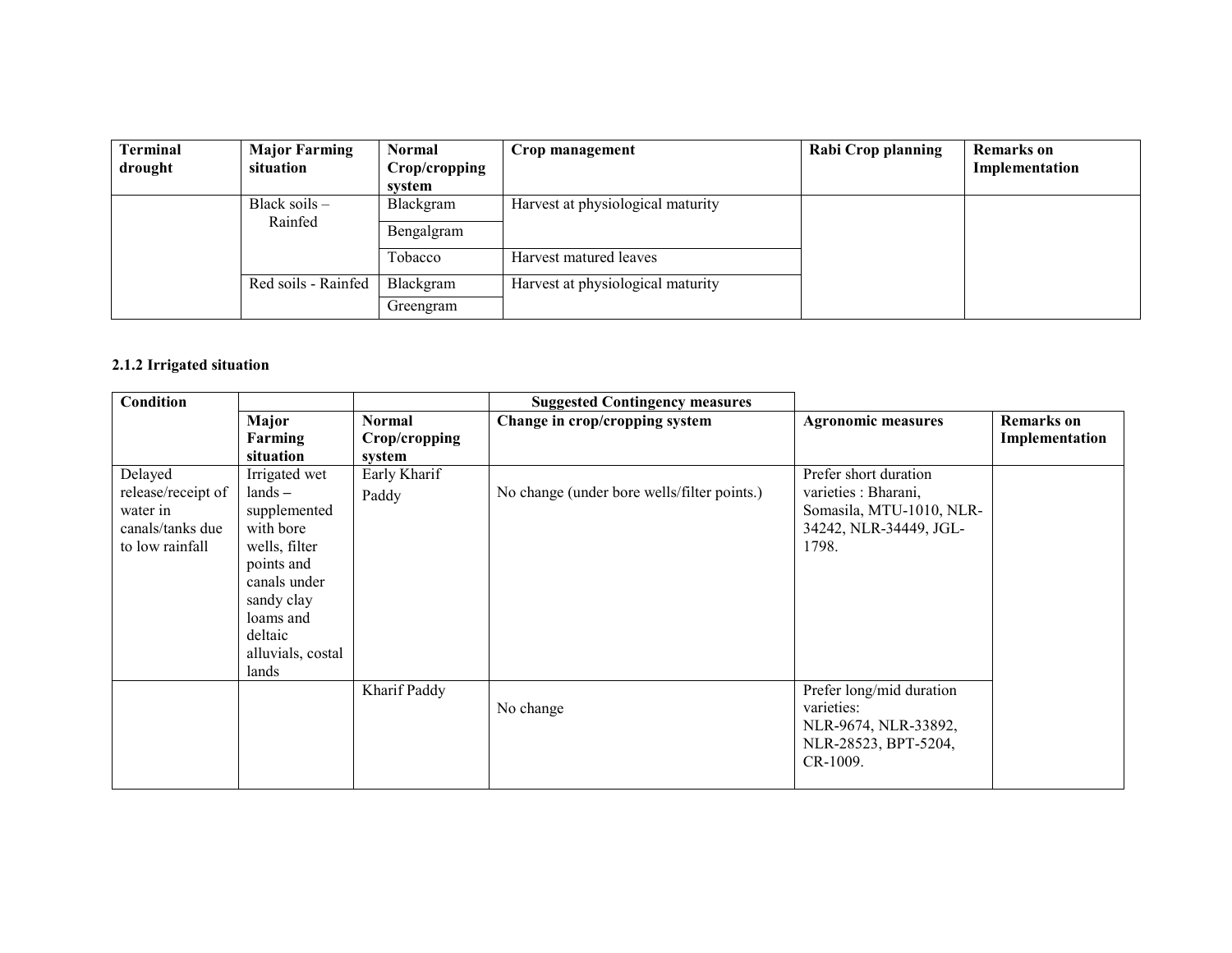| Terminal drought | Major Farming situation | Normal Crop/cropping system | Crop management | Rabi Crop planning | Remarks on Implementation |
|---|---|---|---|---|---|
| | Black soils – Rainfed | Blackgram | Harvest at physiological maturity | | |
| | | Bengalgram | | | |
| | | Tobacco | Harvest matured leaves | | |
| | Red soils - Rainfed | Blackgram | Harvest at physiological maturity | | |
| | | Greengram | | | |

### 2.1.2 Irrigated situation

| Condition | | | Suggested Contingency measures | | |
|---|---|---|---|---|---|
| | Major Farming situation | Normal Crop/cropping system | Change in crop/cropping system | Agronomic measures | Remarks on Implementation |
| Delayed release/receipt of water in canals/tanks due to low rainfall | Irrigated wet lands – supplemented with bore wells, filter points and canals under sandy clay loams and deltaic alluvials, costal lands | Early Kharif Paddy | No change (under bore wells/filter points.) | Prefer short duration varieties : Bharani, Somasila, MTU-1010, NLR-34242, NLR-34449, JGL-1798. | |
| | | Kharif Paddy | No change | Prefer long/mid duration varieties: NLR-9674, NLR-33892, NLR-28523, BPT-5204, CR-1009. | |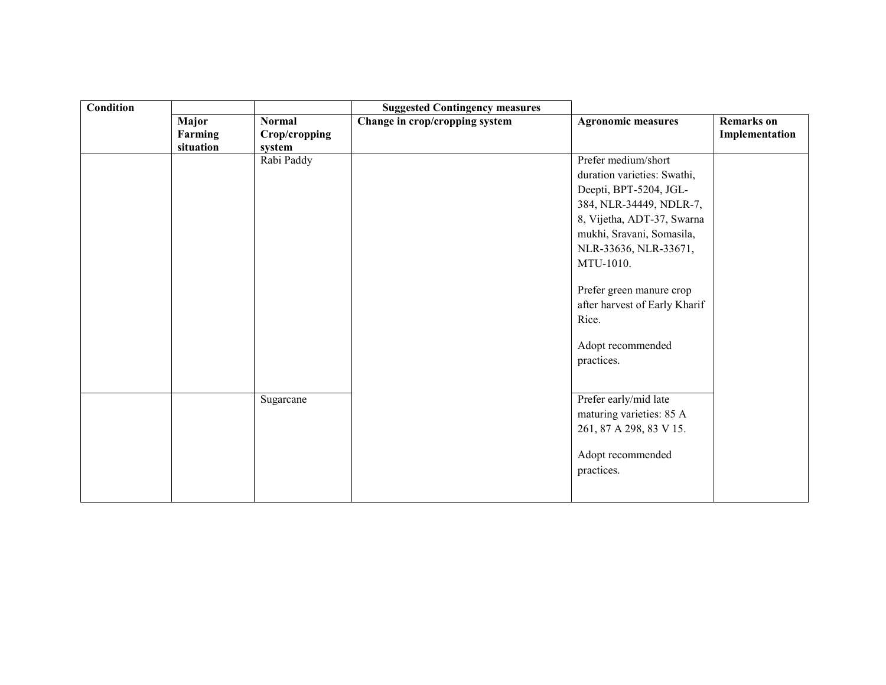| Condition | | | Suggested Contingency measures | | |
|---|---|---|---|---|---|
| | Major Farming situation | Normal Crop/cropping system | Change in crop/cropping system | Agronomic measures | Remarks on Implementation |
| | | Rabi Paddy | | Prefer medium/short duration varieties: Swathi, Deepti, BPT-5204, JGL-384, NLR-34449, NDLR-7, 8, Vijetha, ADT-37, Swarna mukhi, Sravani, Somasila, NLR-33636, NLR-33671, MTU-1010.<br><br>Prefer green manure crop after harvest of Early Kharif Rice.<br><br>Adopt recommended practices. | |
| | | Sugarcane | | Prefer early/mid late maturing varieties: 85 A 261, 87 A 298, 83 V 15.<br><br>Adopt recommended practices. | |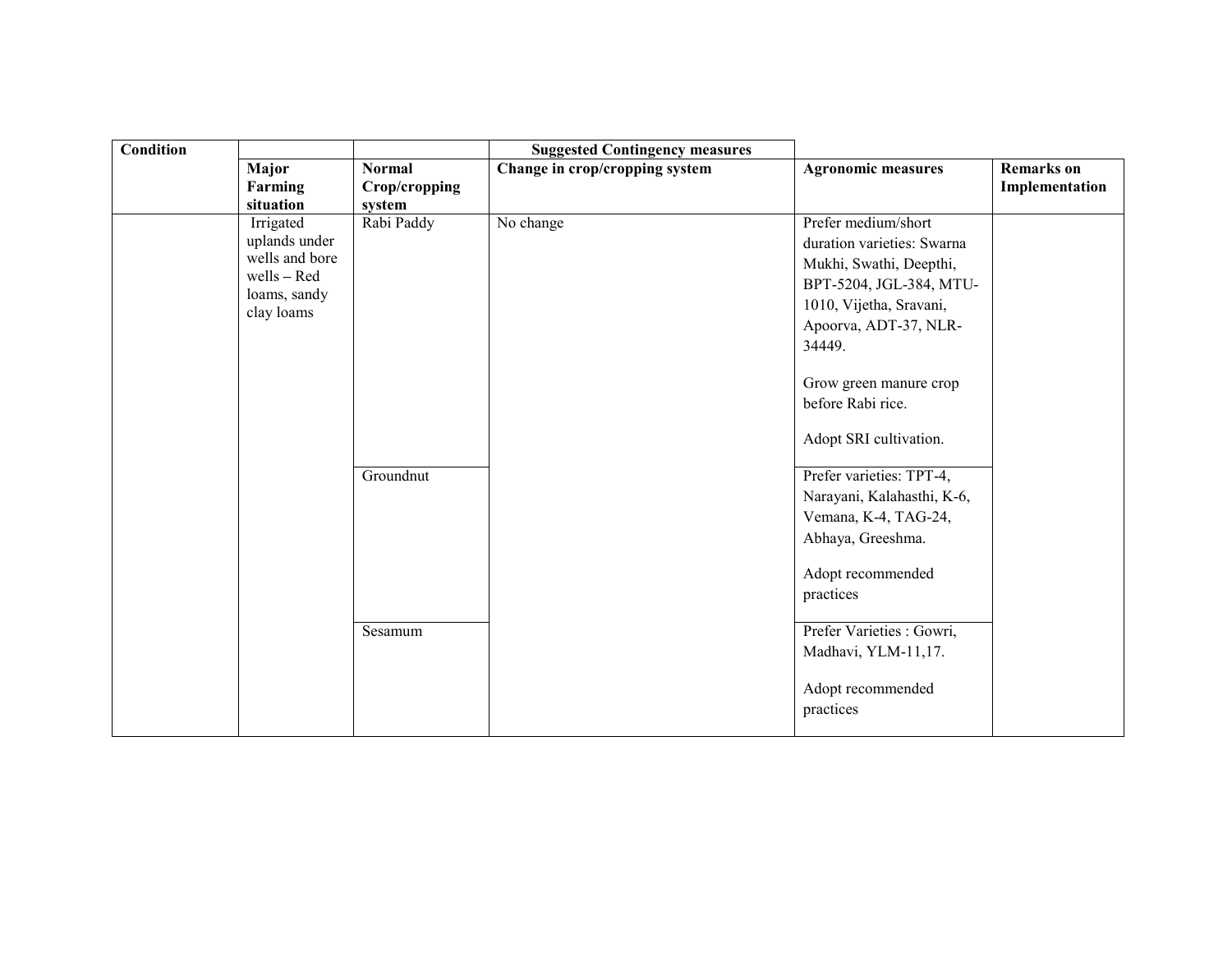| Condition | | | Suggested Contingency measures | | |
|---|---|---|---|---|---|
| | Major Farming situation | Normal Crop/cropping system | Change in crop/cropping system | Agronomic measures | Remarks on Implementation |
| | Irrigated uplands under wells and bore wells – Red loams, sandy clay loams | Rabi Paddy | No change | Prefer medium/short duration varieties: Swarna Mukhi, Swathi, Deepthi, BPT-5204, JGL-384, MTU-1010, Vijetha, Sravani, Apoorva, ADT-37, NLR-34449.<br><br>Grow green manure crop before Rabi rice.<br><br>Adopt SRI cultivation. | |
| | | Groundnut | | Prefer varieties: TPT-4, Narayani, Kalahasthi, K-6, Vemana, K-4, TAG-24, Abhaya, Greeshma.<br><br>Adopt recommended practices | |
| | | Sesamum | | Prefer Varieties : Gowri, Madhavi, YLM-11,17.<br><br>Adopt recommended practices | |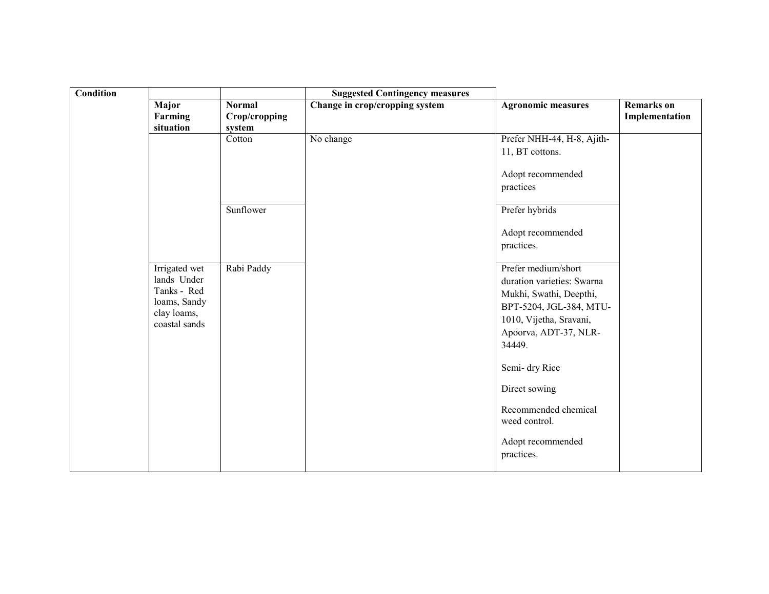| Condition | | | Suggested Contingency measures | | |
|---|---|---|---|---|---|
| | **Major Farming situation** | **Normal Crop/cropping system** | **Change in crop/cropping system** | **Agronomic measures** | **Remarks on Implementation** |
| | | Cotton | No change | Prefer NHH-44, H-8, Ajith-11, BT cottons.<br><br>Adopt recommended practices | |
| | | Sunflower | | Prefer hybrids<br><br>Adopt recommended practices. | |
| | Irrigated wet lands Under Tanks - Red loams, Sandy clay loams, coastal sands | Rabi Paddy | | Prefer medium/short duration varieties: Swarna Mukhi, Swathi, Deepthi, BPT-5204, JGL-384, MTU-1010, Vijetha, Sravani, Apoorva, ADT-37, NLR-34449.<br><br>Semi- dry Rice<br><br>Direct sowing<br><br>Recommended chemical weed control.<br><br>Adopt recommended practices. | |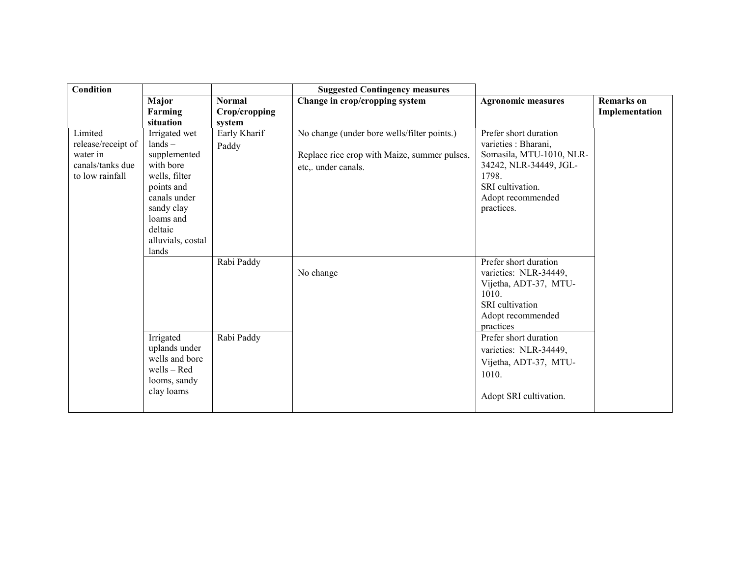| Condition | | | Suggested Contingency measures | | |
|---|---|---|---|---|---|
| | Major Farming situation | Normal Crop/cropping system | Change in crop/cropping system | Agronomic measures | Remarks on Implementation |
| Limited release/receipt of water in canals/tanks due to low rainfall | Irrigated wet lands – supplemented with bore wells, filter points and canals under sandy clay loams and deltaic alluvials, costal lands | Early Kharif Paddy | No change (under bore wells/filter points.)<br><br>Replace rice crop with Maize, summer pulses, etc,. under canals. | Prefer short duration varieties : Bharani, Somasila, MTU-1010, NLR-34242, NLR-34449, JGL-1798.<br>SRI cultivation.<br>Adopt recommended practices. | |
| | | Rabi Paddy | No change | Prefer short duration varieties: NLR-34449, Vijetha, ADT-37, MTU-1010.<br>SRI cultivation<br>Adopt recommended practices | |
| | Irrigated uplands under wells and bore wells – Red looms, sandy clay looms | Rabi Paddy | | Prefer short duration varieties: NLR-34449, Vijetha, ADT-37, MTU-1010.<br><br>Adopt SRI cultivation. | |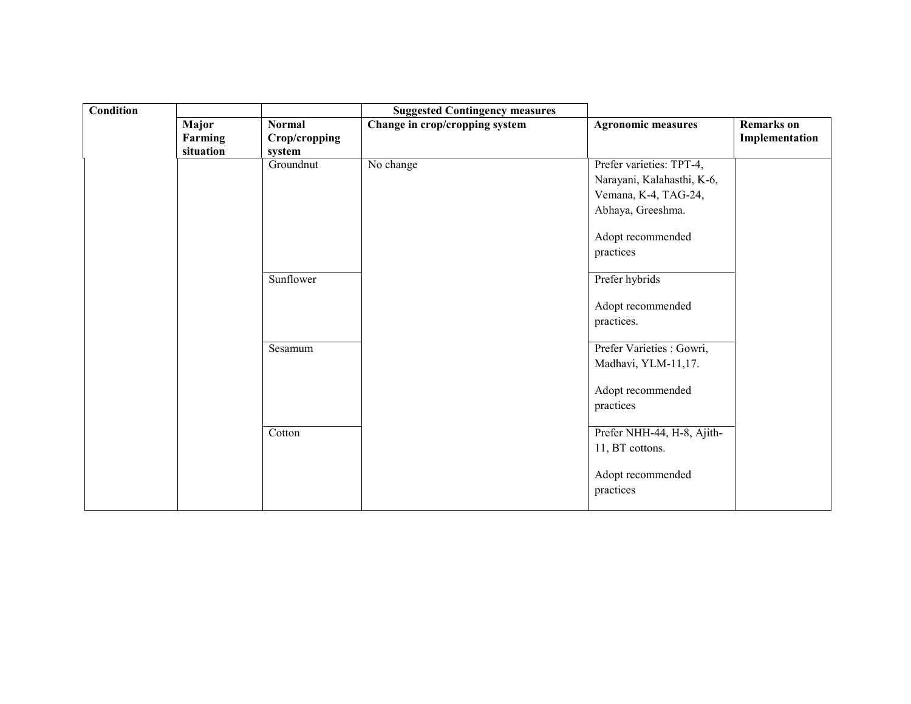| Condition | | | Suggested Contingency measures | | |
|---|---|---|---|---|---|
| | Major Farming situation | Normal Crop/cropping system | Change in crop/cropping system | Agronomic measures | Remarks on Implementation |
| | | Groundnut | No change | Prefer varieties: TPT-4, Narayani, Kalahasthi, K-6, Vemana, K-4, TAG-24, Abhaya, Greeshma.<br><br>Adopt recommended practices | |
| | | Sunflower | | Prefer hybrids<br><br>Adopt recommended practices. | |
| | | Sesamum | | Prefer Varieties : Gowri, Madhavi, YLM-11,17.<br><br>Adopt recommended practices | |
| | | Cotton | | Prefer NHH-44, H-8, Ajith-11, BT cottons.<br><br>Adopt recommended practices | |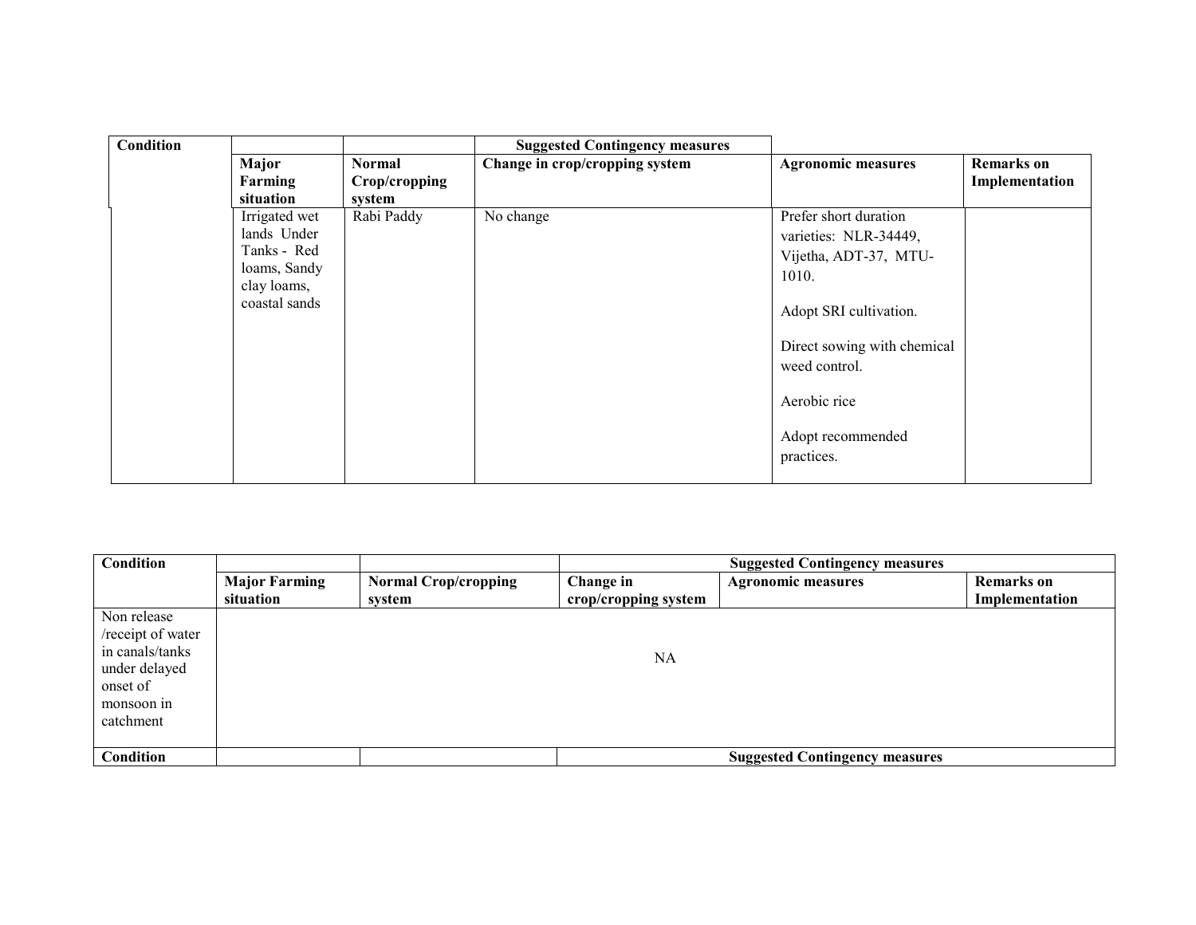| Condition | | | Suggested Contingency measures | | |
|---|---|---|---|---|---|
| | Major Farming situation | Normal Crop/cropping system | Change in crop/cropping system | Agronomic measures | Remarks on Implementation |
| | Irrigated wet lands Under Tanks - Red loams, Sandy clay loams, coastal sands | Rabi Paddy | No change | Prefer short duration varieties: NLR-34449, Vijetha, ADT-37, MTU-1010.<br><br>Adopt SRI cultivation.<br><br>Direct sowing with chemical weed control.<br><br>Aerobic rice<br><br>Adopt recommended practices. | |

| Condition | | | Suggested Contingency measures | | |
|---|---|---|---|---|---|
| | Major Farming situation | Normal Crop/cropping system | Change in crop/cropping system | Agronomic measures | Remarks on Implementation |
| Non release /receipt of water in canals/tanks under delayed onset of monsoon in catchment | NA | | | | |
| Condition | | | Suggested Contingency measures | | |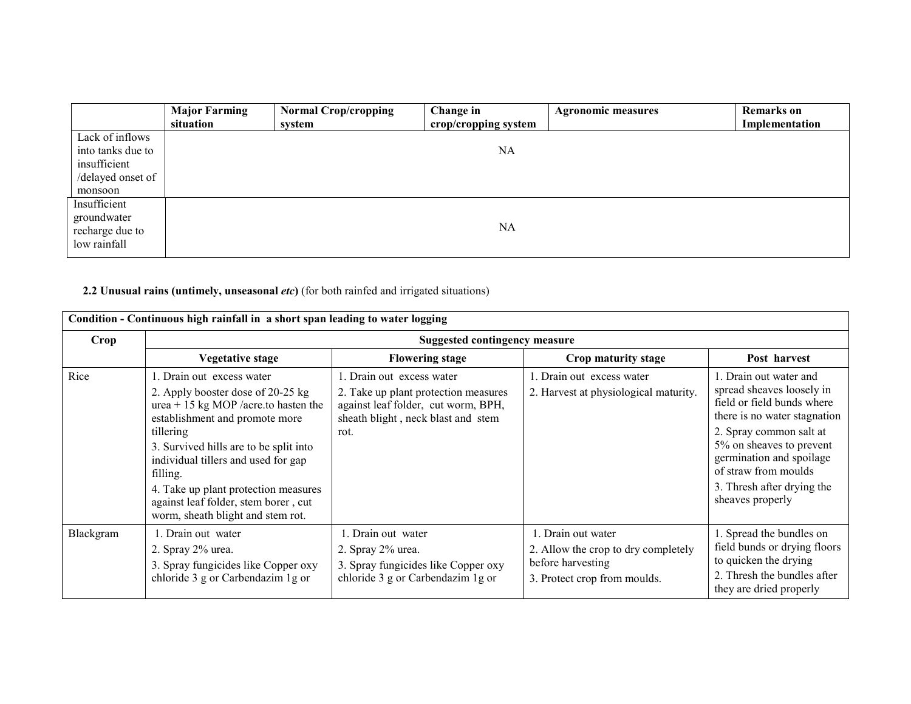| | Major Farming situation | Normal Crop/cropping system | Change in crop/cropping system | Agronomic measures | Remarks on Implementation |
|---|---|---|---|---|---|
| Lack of inflows into tanks due to insufficient /delayed onset of monsoon | NA | | | | |
| Insufficient groundwater recharge due to low rainfall | NA | | | | |

**2.2 Unusual rains (untimely, unseasonal *etc*)** (for both rainfed and irrigated situations)

| **Condition - Continuous high rainfall in a short span leading to water logging** | | | | |
|---|---|---|---|---|
| **Crop** | **Suggested contingency measure** | | | |
| | **Vegetative stage** | **Flowering stage** | **Crop maturity stage** | **Post harvest** |
| Rice | 1. Drain out excess water<br>2. Apply booster dose of 20-25 kg urea + 15 kg MOP /acre.to hasten the establishment and promote more tillering<br>3. Survived hills are to be split into individual tillers and used for gap filling.<br>4. Take up plant protection measures against leaf folder, stem borer , cut worm, sheath blight and stem rot. | 1. Drain out excess water<br>2. Take up plant protection measures against leaf folder, cut worm, BPH, sheath blight , neck blast and stem rot. | 1. Drain out excess water<br>2. Harvest at physiological maturity. | 1. Drain out water and spread sheaves loosely in field or field bunds where there is no water stagnation<br>2. Spray common salt at 5% on sheaves to prevent germination and spoilage of straw from moulds<br>3. Thresh after drying the sheaves properly |
| Blackgram | 1. Drain out water<br>2. Spray 2% urea.<br>3. Spray fungicides like Copper oxy chloride 3 g or Carbendazim 1g or | 1. Drain out water<br>2. Spray 2% urea.<br>3. Spray fungicides like Copper oxy chloride 3 g or Carbendazim 1g or | 1. Drain out water<br>2. Allow the crop to dry completely before harvesting<br>3. Protect crop from moulds. | 1. Spread the bundles on field bunds or drying floors to quicken the drying<br>2. Thresh the bundles after they are dried properly |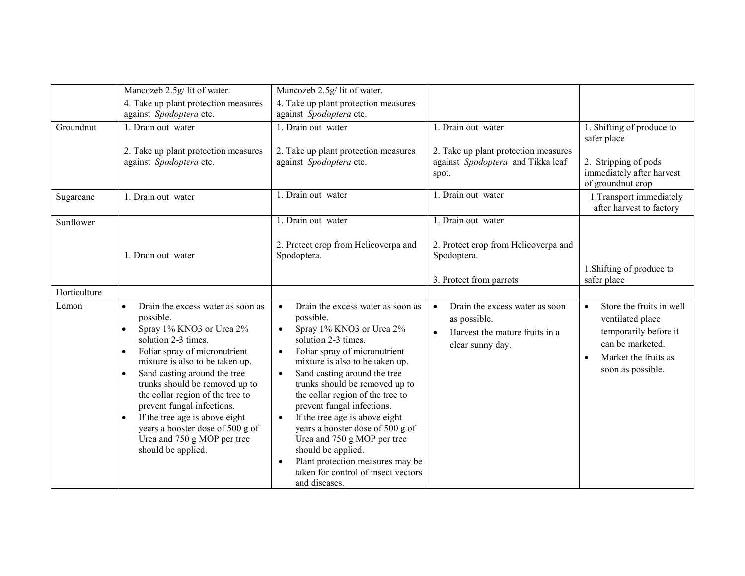| | | | | |
|---|---|---|---|---|
| | Mancozeb 2.5g/ lit of water.<br>4. Take up plant protection measures against *Spodoptera* etc. | Mancozeb 2.5g/ lit of water.<br>4. Take up plant protection measures against *Spodoptera* etc. | | |
| Groundnut | 1. Drain out water<br>2. Take up plant protection measures against *Spodoptera* etc. | 1. Drain out water<br>2. Take up plant protection measures against *Spodoptera* etc. | 1. Drain out water<br>2. Take up plant protection measures against *Spodoptera* and Tikka leaf spot. | 1. Shifting of produce to safer place<br>2. Stripping of pods immediately after harvest of groundnut crop |
| Sugarcane | 1. Drain out water | 1. Drain out water | 1. Drain out water | 1.Transport immediately after harvest to factory |
| Sunflower | 1. Drain out water | 1. Drain out water<br>2. Protect crop from Helicoverpa and Spodoptera. | 1. Drain out water<br>2. Protect crop from Helicoverpa and Spodoptera.<br>3. Protect from parrots | 1.Shifting of produce to safer place |
| Horticulture | | | | |
| Lemon | • Drain the excess water as soon as possible.<br>• Spray 1% $KNO_3$ or Urea 2% solution 2-3 times.<br>• Foliar spray of micronutrient mixture is also to be taken up.<br>• Sand casting around the tree trunks should be removed up to the collar region of the tree to prevent fungal infections.<br>• If the tree age is above eight years a booster dose of 500 g of Urea and 750 g MOP per tree should be applied. | • Drain the excess water as soon as possible.<br>• Spray 1% $KNO_3$ or Urea 2% solution 2-3 times.<br>• Foliar spray of micronutrient mixture is also to be taken up.<br>• Sand casting around the tree trunks should be removed up to the collar region of the tree to prevent fungal infections.<br>• If the tree age is above eight years a booster dose of 500 g of Urea and 750 g MOP per tree should be applied.<br>• Plant protection measures may be taken for control of insect vectors and diseases. | • Drain the excess water as soon as possible.<br>• Harvest the mature fruits in a clear sunny day. | • Store the fruits in well ventilated place temporarily before it can be marketed.<br>• Market the fruits as soon as possible. |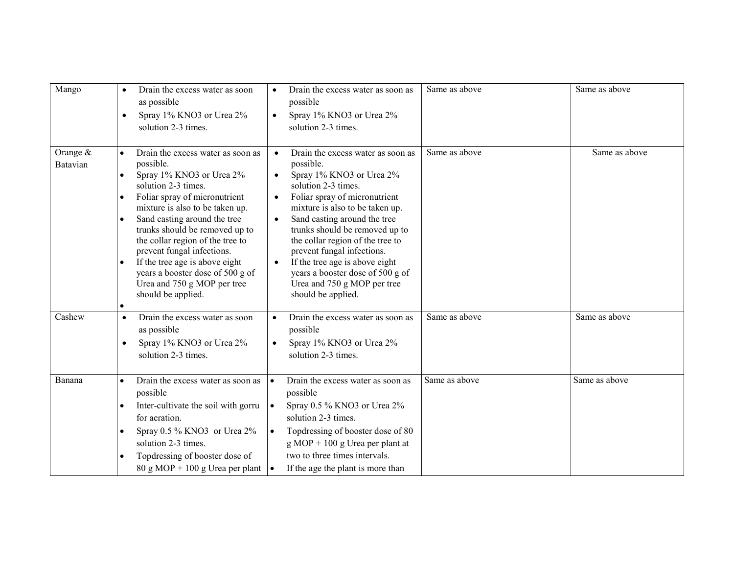| | | | | |
|---|---|---|---|---|
| Mango | • Drain the excess water as soon as possible<br>• Spray 1% KNO3 or Urea 2% solution 2-3 times. | • Drain the excess water as soon as possible<br>• Spray 1% KNO3 or Urea 2% solution 2-3 times. | Same as above | Same as above |
| Orange & Batavian | • Drain the excess water as soon as possible.<br>• Spray 1% KNO3 or Urea 2% solution 2-3 times.<br>• Foliar spray of micronutrient mixture is also to be taken up.<br>• Sand casting around the tree trunks should be removed up to the collar region of the tree to prevent fungal infections.<br>• If the tree age is above eight years a booster dose of 500 g of Urea and 750 g MOP per tree should be applied.<br>• | • Drain the excess water as soon as possible.<br>• Spray 1% KNO3 or Urea 2% solution 2-3 times.<br>• Foliar spray of micronutrient mixture is also to be taken up.<br>• Sand casting around the tree trunks should be removed up to the collar region of the tree to prevent fungal infections.<br>• If the tree age is above eight years a booster dose of 500 g of Urea and 750 g MOP per tree should be applied. | Same as above | Same as above |
| Cashew | • Drain the excess water as soon as possible<br>• Spray 1% KNO3 or Urea 2% solution 2-3 times. | • Drain the excess water as soon as possible<br>• Spray 1% KNO3 or Urea 2% solution 2-3 times. | Same as above | Same as above |
| Banana | • Drain the excess water as soon as possible<br>• Inter-cultivate the soil with gorru for aeration.<br>• Spray 0.5 % KNO3 or Urea 2% solution 2-3 times.<br>• Topdressing of booster dose of 80 g MOP + 100 g Urea per plant | • Drain the excess water as soon as possible<br>• Spray 0.5 % KNO3 or Urea 2% solution 2-3 times.<br>• Topdressing of booster dose of 80 g MOP + 100 g Urea per plant at two to three times intervals.<br>• If the age the plant is more than | Same as above | Same as above |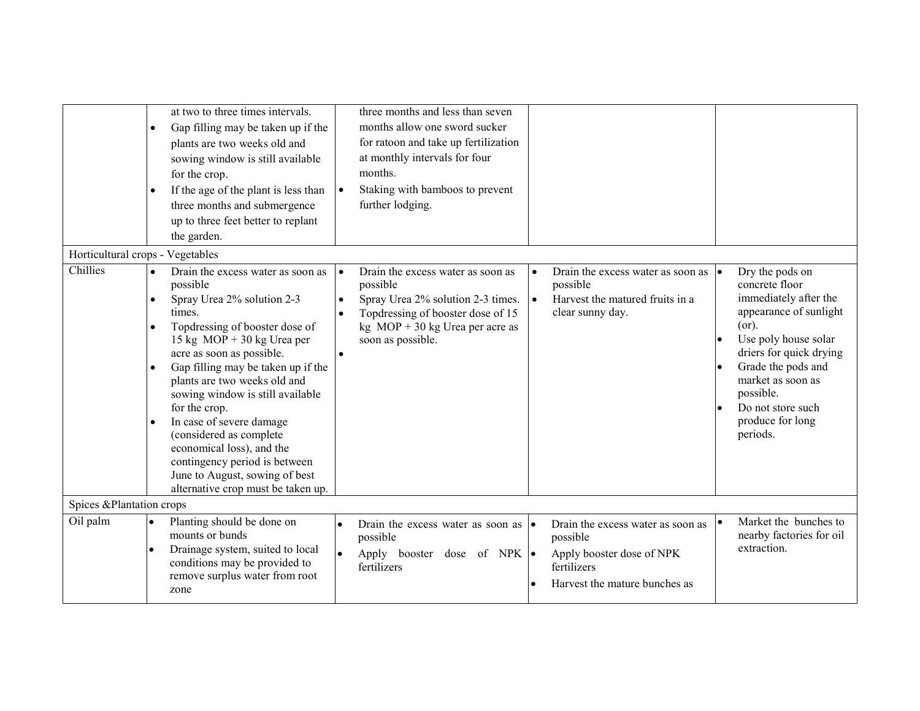| | | | | |
|---|---|---|---|---|
| | at two to three times intervals.<br>• Gap filling may be taken up if the plants are two weeks old and sowing window is still available for the crop.<br>• If the age of the plant is less than three months and submergence up to three feet better to replant the garden. | three months and less than seven months allow one sword sucker for ratoon and take up fertilization at monthly intervals for four months.<br>• Staking with bamboos to prevent further lodging. | | |
| Horticultural crops - Vegetables | | | | |
| Chillies | • Drain the excess water as soon as possible<br>• Spray Urea 2% solution 2-3 times.<br>• Topdressing of booster dose of 15 kg MOP + 30 kg Urea per acre as soon as possible.<br>• Gap filling may be taken up if the plants are two weeks old and sowing window is still available for the crop.<br>• In case of severe damage (considered as complete economical loss), and the contingency period is between June to August, sowing of best alternative crop must be taken up. | • Drain the excess water as soon as possible<br>• Spray Urea 2% solution 2-3 times.<br>• Topdressing of booster dose of 15 kg MOP + 30 kg Urea per acre as soon as possible.<br>• | • Drain the excess water as soon as possible<br>• Harvest the matured fruits in a clear sunny day. | • Dry the pods on concrete floor immediately after the appearance of sunlight (or).<br>• Use poly house solar driers for quick drying<br>• Grade the pods and market as soon as possible.<br>• Do not store such produce for long periods. |
| Spices &Plantation crops | | | | |
| Oil palm | • Planting should be done on mounts or bunds<br>• Drainage system, suited to local conditions may be provided to remove surplus water from root zone | • Drain the excess water as soon as possible<br>• Apply booster dose of NPK fertilizers | • Drain the excess water as soon as possible<br>• Apply booster dose of NPK fertilizers<br>• Harvest the mature bunches as | • Market the bunches to nearby factories for oil extraction. |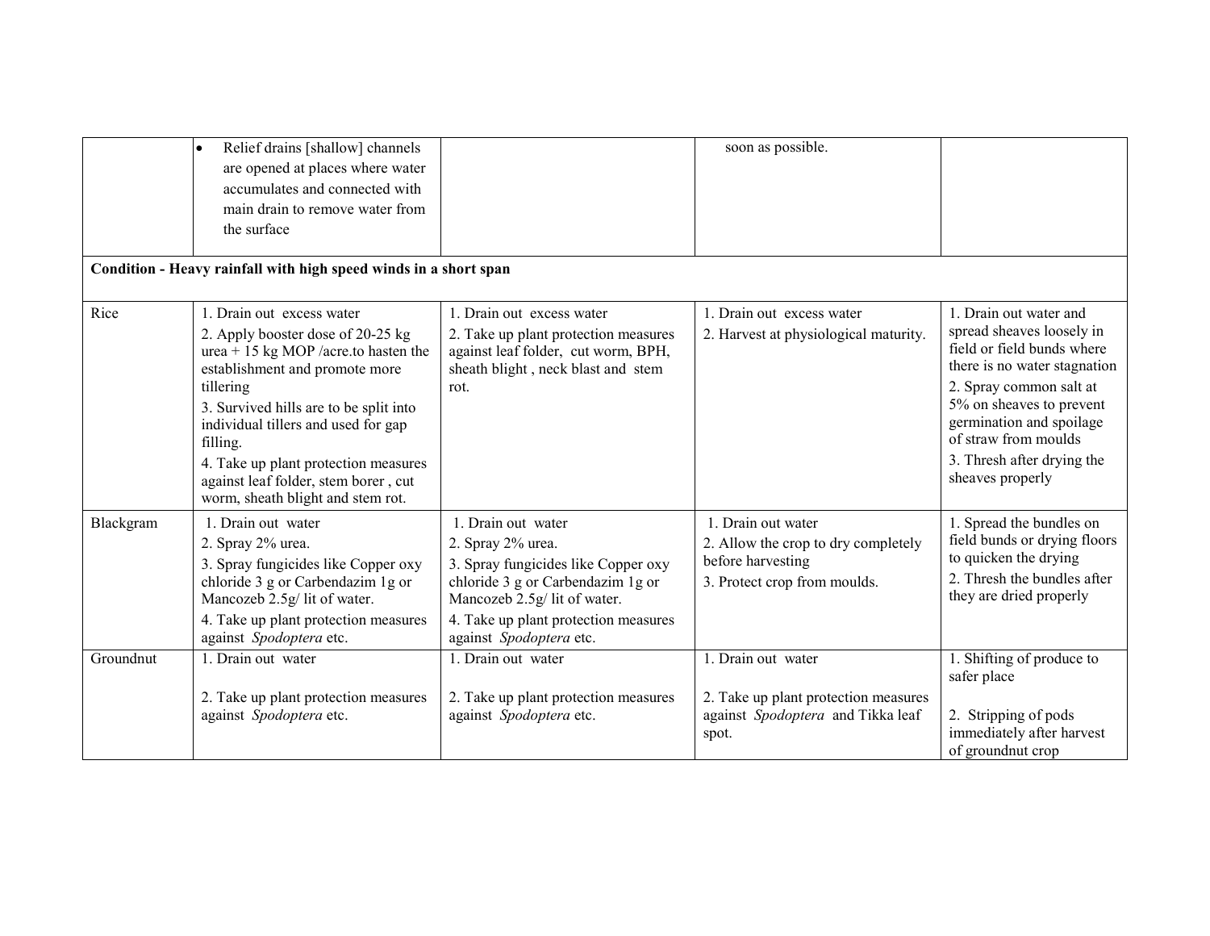| | | | | |
|---|---|---|---|---|
| | • Relief drains [shallow] channels are opened at places where water accumulates and connected with main drain to remove water from the surface | | soon as possible. | |
| **Condition - Heavy rainfall with high speed winds in a short span** | | | | |
| Rice | 1. Drain out excess water<br>2. Apply booster dose of 20-25 kg urea + 15 kg MOP /acre.to hasten the establishment and promote more tillering<br>3. Survived hills are to be split into individual tillers and used for gap filling.<br>4. Take up plant protection measures against leaf folder, stem borer , cut worm, sheath blight and stem rot. | 1. Drain out excess water<br>2. Take up plant protection measures against leaf folder, cut worm, BPH, sheath blight , neck blast and stem rot. | 1. Drain out excess water<br>2. Harvest at physiological maturity. | 1. Drain out water and spread sheaves loosely in field or field bunds where there is no water stagnation<br>2. Spray common salt at 5% on sheaves to prevent germination and spoilage of straw from moulds<br>3. Thresh after drying the sheaves properly |
| Blackgram | 1. Drain out water<br>2. Spray 2% urea.<br>3. Spray fungicides like Copper oxy chloride 3 g or Carbendazim 1g or Mancozeb 2.5g/ lit of water.<br>4. Take up plant protection measures against *Spodoptera* etc. | 1. Drain out water<br>2. Spray 2% urea.<br>3. Spray fungicides like Copper oxy chloride 3 g or Carbendazim 1g or Mancozeb 2.5g/ lit of water.<br>4. Take up plant protection measures against *Spodoptera* etc. | 1. Drain out water<br>2. Allow the crop to dry completely before harvesting<br>3. Protect crop from moulds. | 1. Spread the bundles on field bunds or drying floors to quicken the drying<br>2. Thresh the bundles after they are dried properly |
| Groundnut | 1. Drain out water<br>2. Take up plant protection measures against *Spodoptera* etc. | 1. Drain out water<br>2. Take up plant protection measures against *Spodoptera* etc. | 1. Drain out water<br>2. Take up plant protection measures against *Spodoptera* and Tikka leaf spot. | 1. Shifting of produce to safer place<br>2. Stripping of pods immediately after harvest of groundnut crop |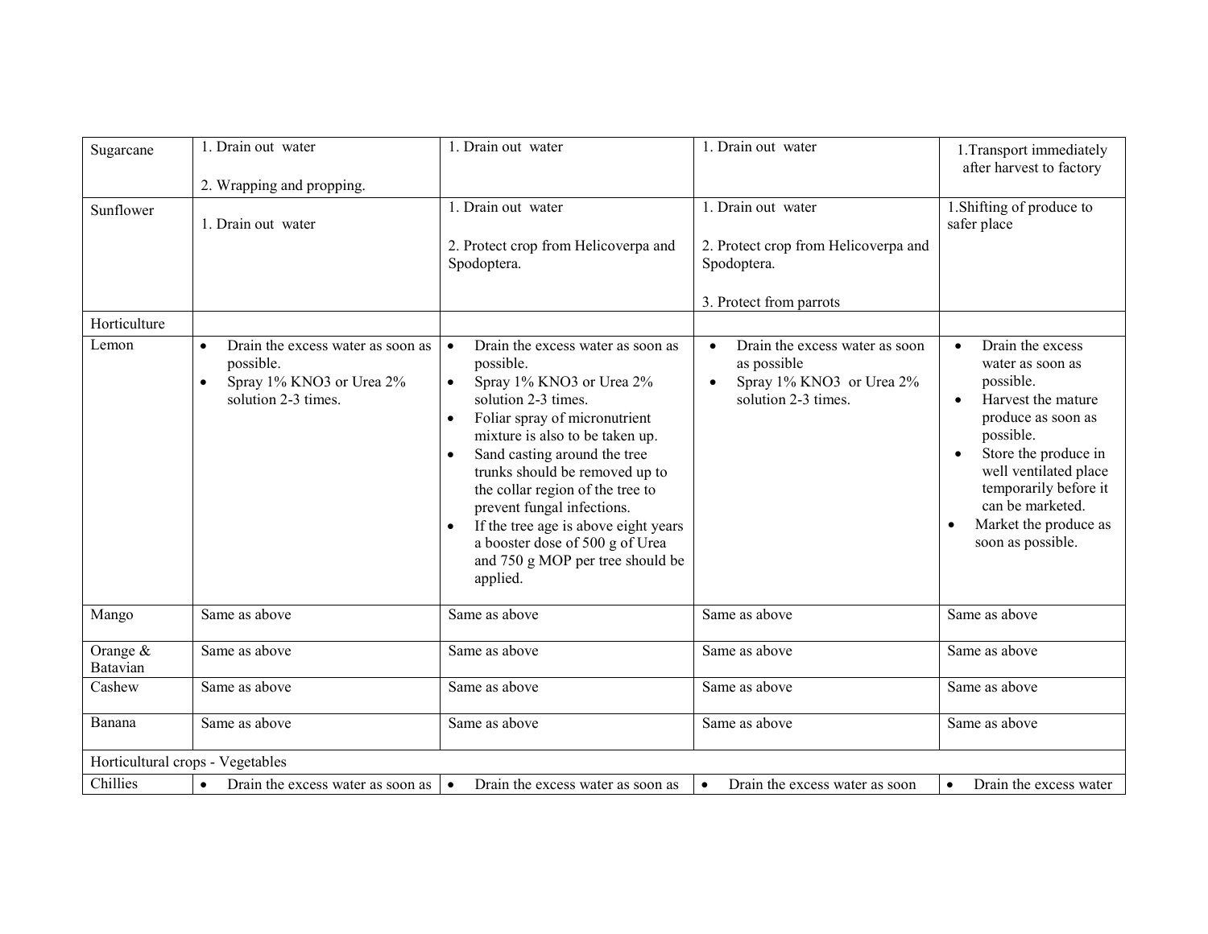| | | | | |
|---|---|---|---|---|
| Sugarcane | 1. Drain out water<br><br>2. Wrapping and propping. | 1. Drain out water | 1. Drain out water | 1.Transport immediately after harvest to factory |
| Sunflower | 1. Drain out water | 1. Drain out water<br><br>2. Protect crop from Helicoverpa and Spodoptera. | 1. Drain out water<br><br>2. Protect crop from Helicoverpa and Spodoptera.<br><br>3. Protect from parrots | 1.Shifting of produce to safer place |
| Horticulture | | | | |
| Lemon | • Drain the excess water as soon as possible.<br>• Spray 1% $KNO_3$ or Urea 2% solution 2-3 times. | • Drain the excess water as soon as possible.<br>• Spray 1% $KNO_3$ or Urea 2% solution 2-3 times.<br>• Foliar spray of micronutrient mixture is also to be taken up.<br>• Sand casting around the tree trunks should be removed up to the collar region of the tree to prevent fungal infections.<br>• If the tree age is above eight years a booster dose of 500 g of Urea and 750 g MOP per tree should be applied. | • Drain the excess water as soon as possible<br>• Spray 1% $KNO_3$ or Urea 2% solution 2-3 times. | • Drain the excess water as soon as possible.<br>• Harvest the mature produce as soon as possible.<br>• Store the produce in well ventilated place temporarily before it can be marketed.<br>• Market the produce as soon as possible. |
| Mango | Same as above | Same as above | Same as above | Same as above |
| Orange & Batavian | Same as above | Same as above | Same as above | Same as above |
| Cashew | Same as above | Same as above | Same as above | Same as above |
| Banana | Same as above | Same as above | Same as above | Same as above |
| Horticultural crops - Vegetables | | | | |
| Chillies | • Drain the excess water as soon as | • Drain the excess water as soon as | • Drain the excess water as soon | • Drain the excess water |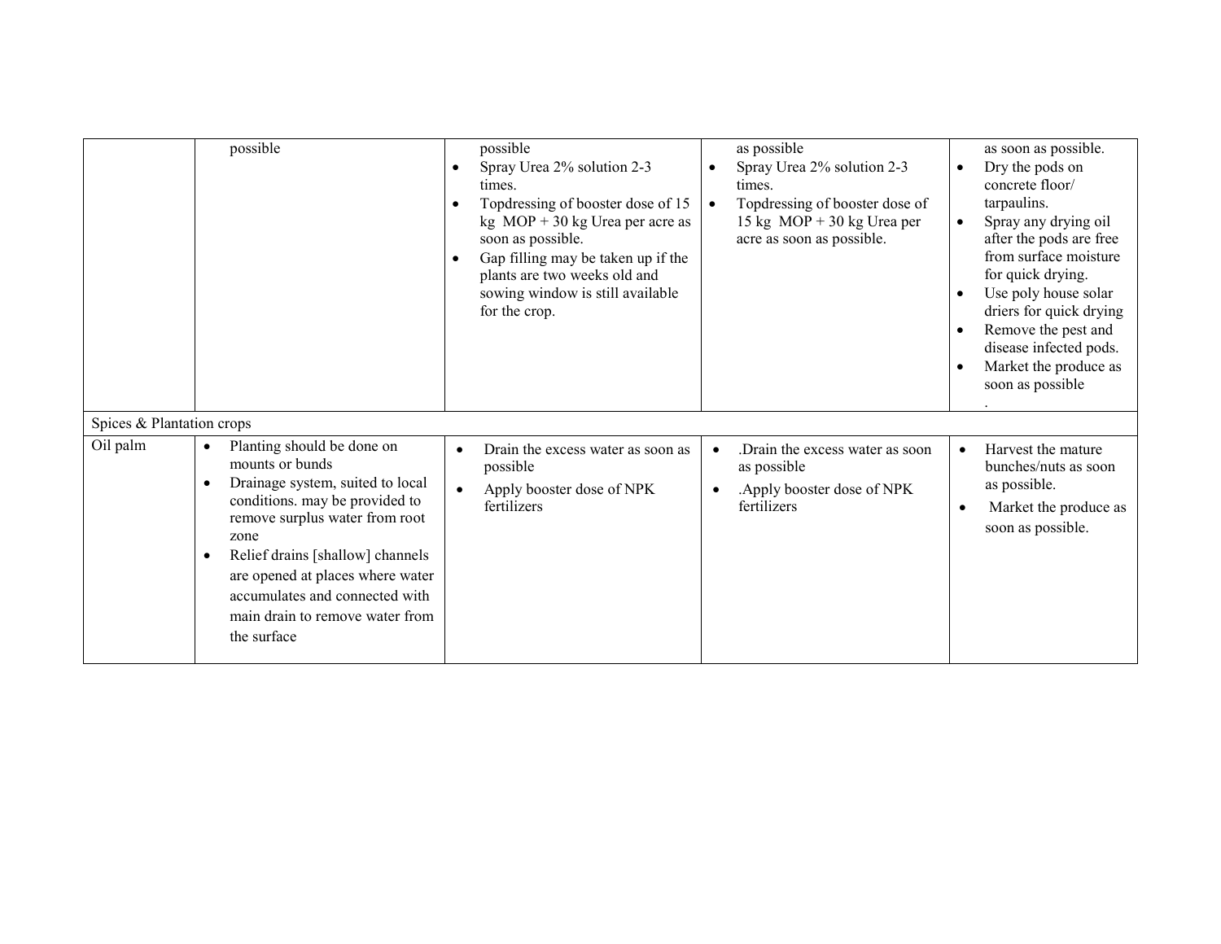| | | | | |
|---|---|---|---|---|
| | possible | possible<br>• Spray Urea 2% solution 2-3 times.<br>• Topdressing of booster dose of 15 kg MOP + 30 kg Urea per acre as soon as possible.<br>• Gap filling may be taken up if the plants are two weeks old and sowing window is still available for the crop. | as possible<br>• Spray Urea 2% solution 2-3 times.<br>• Topdressing of booster dose of 15 kg MOP + 30 kg Urea per acre as soon as possible. | as soon as possible.<br>• Dry the pods on concrete floor/ tarpaulins.<br>• Spray any drying oil after the pods are free from surface moisture for quick drying.<br>• Use poly house solar driers for quick drying<br>• Remove the pest and disease infected pods.<br>• Market the produce as soon as possible<br>. |
| Spices & Plantation crops | | | | |
| Oil palm | • Planting should be done on mounts or bunds<br>• Drainage system, suited to local conditions. may be provided to remove surplus water from root zone<br>• Relief drains [shallow] channels are opened at places where water accumulates and connected with main drain to remove water from the surface | • Drain the excess water as soon as possible<br>• Apply booster dose of NPK fertilizers | • .Drain the excess water as soon as possible<br>• .Apply booster dose of NPK fertilizers | • Harvest the mature bunches/nuts as soon as possible.<br>• Market the produce as soon as possible. |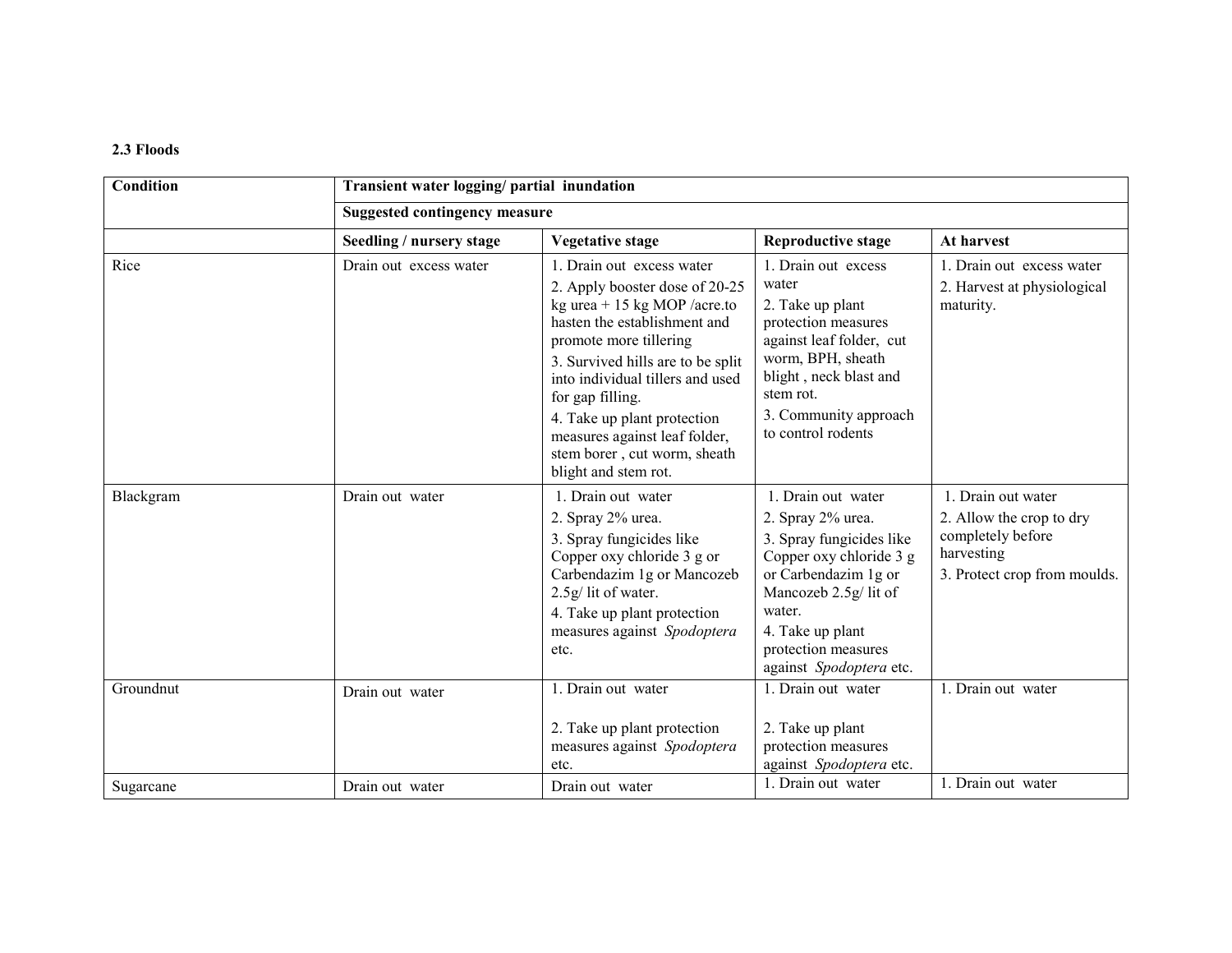**2.3 Floods**

| Condition | Transient water logging/ partial inundation | | | |
|---|---|---|---|---|
| | **Suggested contingency measure** | | | |
| | **Seedling / nursery stage** | **Vegetative stage** | **Reproductive stage** | **At harvest** |
| Rice | Drain out excess water | 1. Drain out excess water<br>2. Apply booster dose of 20-25 kg urea + 15 kg MOP /acre.to hasten the establishment and promote more tillering<br>3. Survived hills are to be split into individual tillers and used for gap filling.<br>4. Take up plant protection measures against leaf folder, stem borer , cut worm, sheath blight and stem rot. | 1. Drain out excess water<br>2. Take up plant protection measures against leaf folder, cut worm, BPH, sheath blight , neck blast and stem rot.<br>3. Community approach to control rodents | 1. Drain out excess water<br>2. Harvest at physiological maturity. |
| Blackgram | Drain out water | 1. Drain out water<br>2. Spray 2% urea.<br>3. Spray fungicides like Copper oxy chloride 3 g or Carbendazim 1g or Mancozeb 2.5g/ lit of water.<br>4. Take up plant protection measures against *Spodoptera* etc. | 1. Drain out water<br>2. Spray 2% urea.<br>3. Spray fungicides like Copper oxy chloride 3 g or Carbendazim 1g or Mancozeb 2.5g/ lit of water.<br>4. Take up plant protection measures against *Spodoptera* etc. | 1. Drain out water<br>2. Allow the crop to dry completely before harvesting<br>3. Protect crop from moulds. |
| Groundnut | Drain out water | 1. Drain out water<br>2. Take up plant protection measures against *Spodoptera* etc. | 1. Drain out water<br>2. Take up plant protection measures against *Spodoptera* etc. | 1. Drain out water |
| Sugarcane | Drain out water | Drain out water | 1. Drain out water | 1. Drain out water |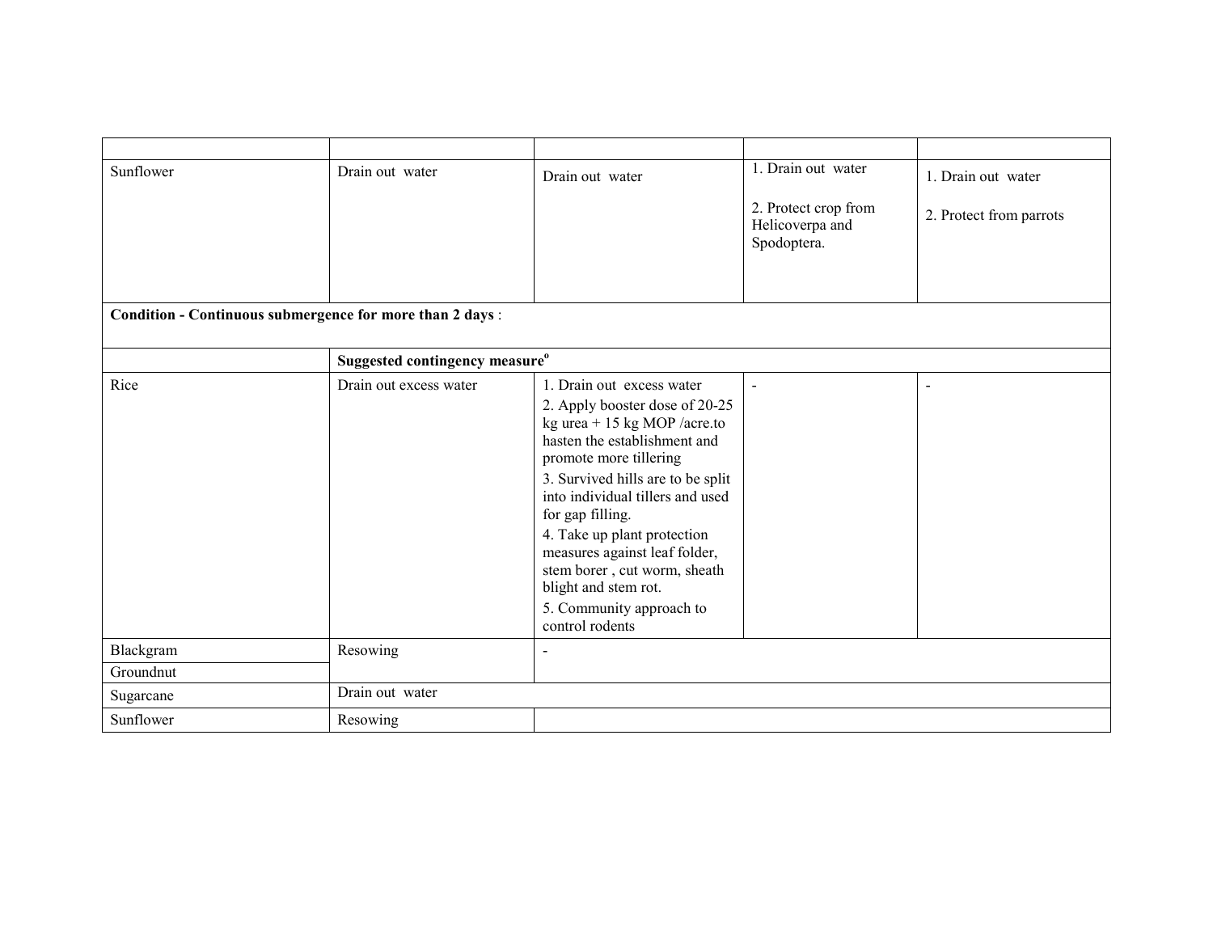| | | | | |
|---|---|---|---|---|
| Sunflower | Drain out water | Drain out water | 1. Drain out water<br><br>2. Protect crop from Helicoverpa and Spodoptera. | 1. Drain out water<br><br>2. Protect from parrots |
| **Condition - Continuous submergence for more than 2 days** : | | | | |
| | **Suggested contingency measure**[o] | | | |
| Rice | Drain out excess water | 1. Drain out excess water<br>2. Apply booster dose of 20-25 kg urea + 15 kg MOP /acre.to hasten the establishment and promote more tillering<br>3. Survived hills are to be split into individual tillers and used for gap filling.<br>4. Take up plant protection measures against leaf folder, stem borer , cut worm, sheath blight and stem rot.<br>5. Community approach to control rodents | - | - |
| Blackgram | Resowing | - | | |
| Groundnut | | | | |
| Sugarcane | Drain out water | | | |
| Sunflower | Resowing | | | |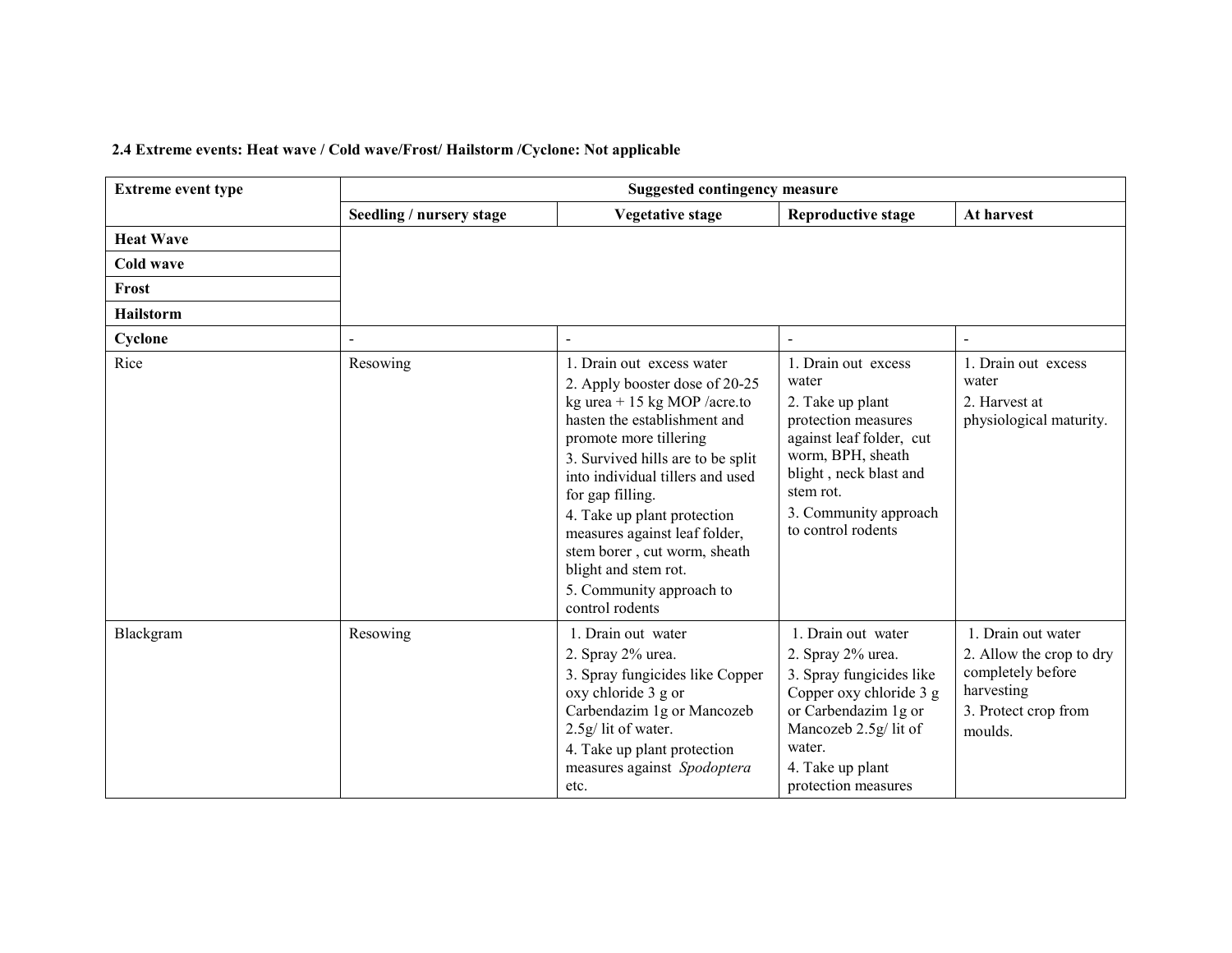**2.4 Extreme events: Heat wave / Cold wave/Frost/ Hailstorm /Cyclone: Not applicable**

| Extreme event type | Suggested contingency measure | | | |
|---|---|---|---|---|
| | **Seedling / nursery stage** | **Vegetative stage** | **Reproductive stage** | **At harvest** |
| **Heat Wave** | | | | |
| **Cold wave** | | | | |
| **Frost** | | | | |
| **Hailstorm** | | | | |
| **Cyclone** | - | - | - | - |
| Rice | Resowing | 1. Drain out excess water<br>2. Apply booster dose of 20-25 kg urea + 15 kg MOP /acre.to hasten the establishment and promote more tillering<br>3. Survived hills are to be split into individual tillers and used for gap filling.<br>4. Take up plant protection measures against leaf folder, stem borer , cut worm, sheath blight and stem rot.<br>5. Community approach to control rodents | 1. Drain out excess water<br>2. Take up plant protection measures against leaf folder, cut worm, BPH, sheath blight , neck blast and stem rot.<br>3. Community approach to control rodents | 1. Drain out excess water<br>2. Harvest at physiological maturity. |
| Blackgram | Resowing | 1. Drain out water<br>2. Spray 2% urea.<br>3. Spray fungicides like Copper oxy chloride 3 g or Carbendazim 1g or Mancozeb 2.5g/ lit of water.<br>4. Take up plant protection measures against *Spodoptera* etc. | 1. Drain out water<br>2. Spray 2% urea.<br>3. Spray fungicides like Copper oxy chloride 3 g or Carbendazim 1g or Mancozeb 2.5g/ lit of water.<br>4. Take up plant protection measures | 1. Drain out water<br>2. Allow the crop to dry completely before harvesting<br>3. Protect crop from moulds. |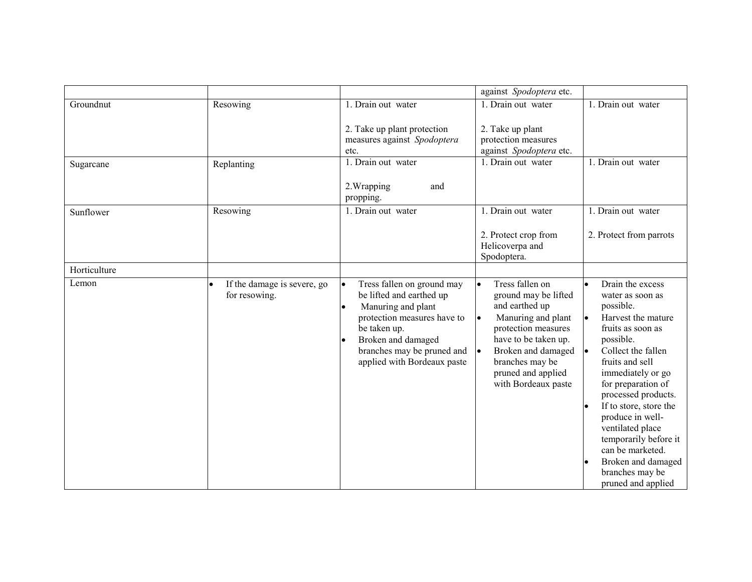| | | | against *Spodoptera* etc. | |
|---|---|---|---|---|
| Groundnut | Resowing | 1. Drain out water<br><br>2. Take up plant protection measures against *Spodoptera* etc. | 1. Drain out water<br><br>2. Take up plant protection measures against *Spodoptera* etc. | 1. Drain out water |
| Sugarcane | Replanting | 1. Drain out water<br><br>2.Wrapping and propping. | 1. Drain out water | 1. Drain out water |
| Sunflower | Resowing | 1. Drain out water | 1. Drain out water<br><br>2. Protect crop from Helicoverpa and Spodoptera. | 1. Drain out water<br><br>2. Protect from parrots |
| Horticulture | | | | |
| Lemon | • If the damage is severe, go for resowing. | • Tress fallen on ground may be lifted and earthed up<br>• Manuring and plant protection measures have to be taken up.<br>• Broken and damaged branches may be pruned and applied with Bordeaux paste | • Tress fallen on ground may be lifted and earthed up<br>• Manuring and plant protection measures have to be taken up.<br>• Broken and damaged branches may be pruned and applied with Bordeaux paste | • Drain the excess water as soon as possible.<br>• Harvest the mature fruits as soon as possible.<br>• Collect the fallen fruits and sell immediately or go for preparation of processed products.<br>• If to store, store the produce in well-ventilated place temporarily before it can be marketed.<br>• Broken and damaged branches may be pruned and applied |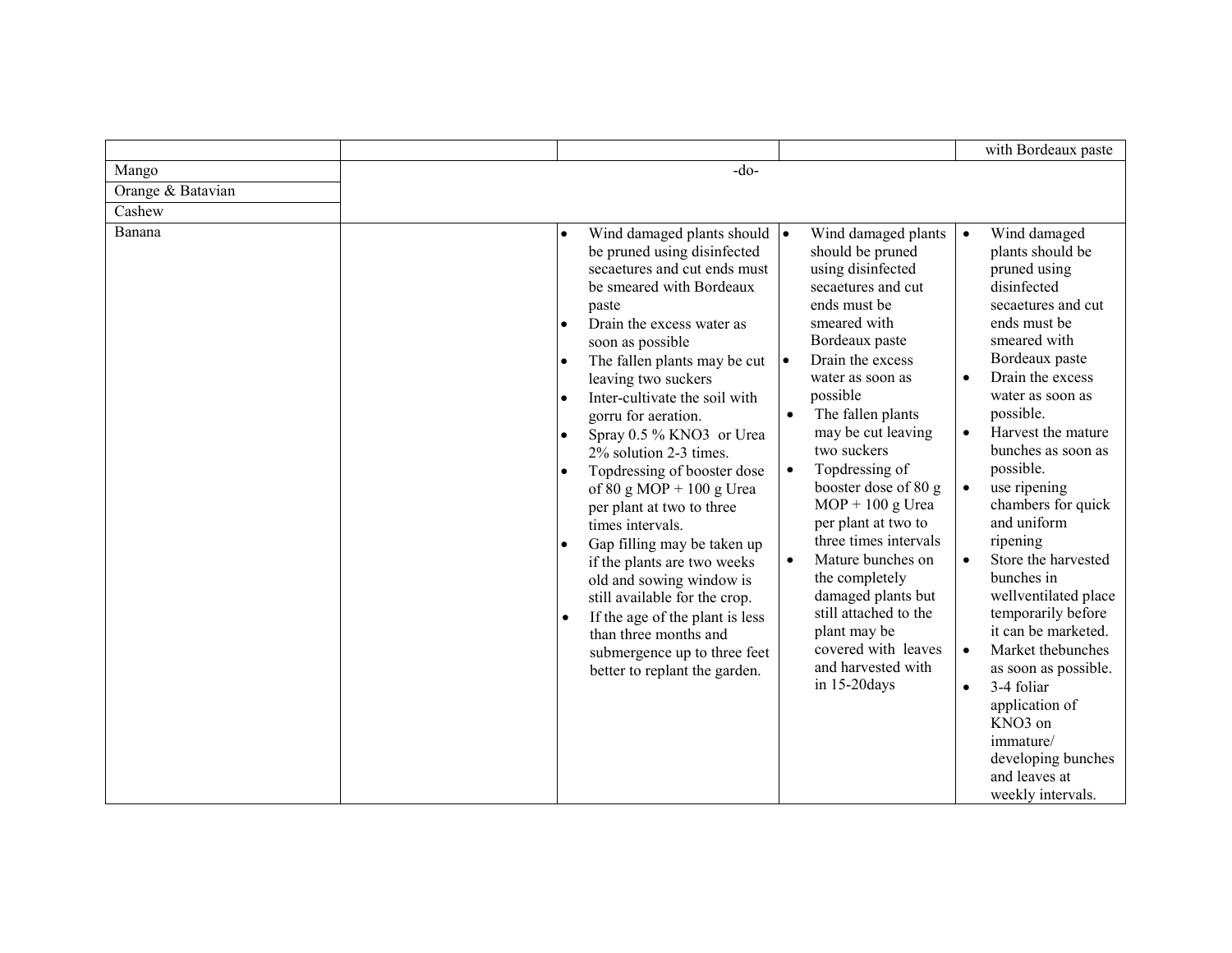| | | | | |
|---|---|---|---|---|
| | | | | with Bordeaux paste |
| Mango | -do- | | | |
| Orange & Batavian | | | | |
| Cashew | | | | |
| Banana | | • Wind damaged plants should be pruned using disinfected secaetures and cut ends must be smeared with Bordeaux paste<br>• Drain the excess water as soon as possible<br>• The fallen plants may be cut leaving two suckers<br>• Inter-cultivate the soil with gorru for aeration.<br>• Spray 0.5 % $KNO_3$ or Urea 2% solution 2-3 times.<br>• Topdressing of booster dose of 80 g MOP + 100 g Urea per plant at two to three times intervals.<br>• Gap filling may be taken up if the plants are two weeks old and sowing window is still available for the crop.<br>• If the age of the plant is less than three months and submergence up to three feet better to replant the garden. | • Wind damaged plants should be pruned using disinfected secaetures and cut ends must be smeared with Bordeaux paste<br>• Drain the excess water as soon as possible<br>• The fallen plants may be cut leaving two suckers<br>• Topdressing of booster dose of 80 g MOP + 100 g Urea per plant at two to three times intervals<br>• Mature bunches on the completely damaged plants but still attached to the plant may be covered with leaves and harvested with in 15-20days | • Wind damaged plants should be pruned using disinfected secaetures and cut ends must be smeared with Bordeaux paste<br>• Drain the excess water as soon as possible.<br>• Harvest the mature bunches as soon as possible.<br>• use ripening chambers for quick and uniform ripening<br>• Store the harvested bunches in wellventilated place temporarily before it can be marketed.<br>• Market thebunches as soon as possible.<br>• 3-4 foliar application of $KNO_3$ on immature/ developing bunches and leaves at weekly intervals. |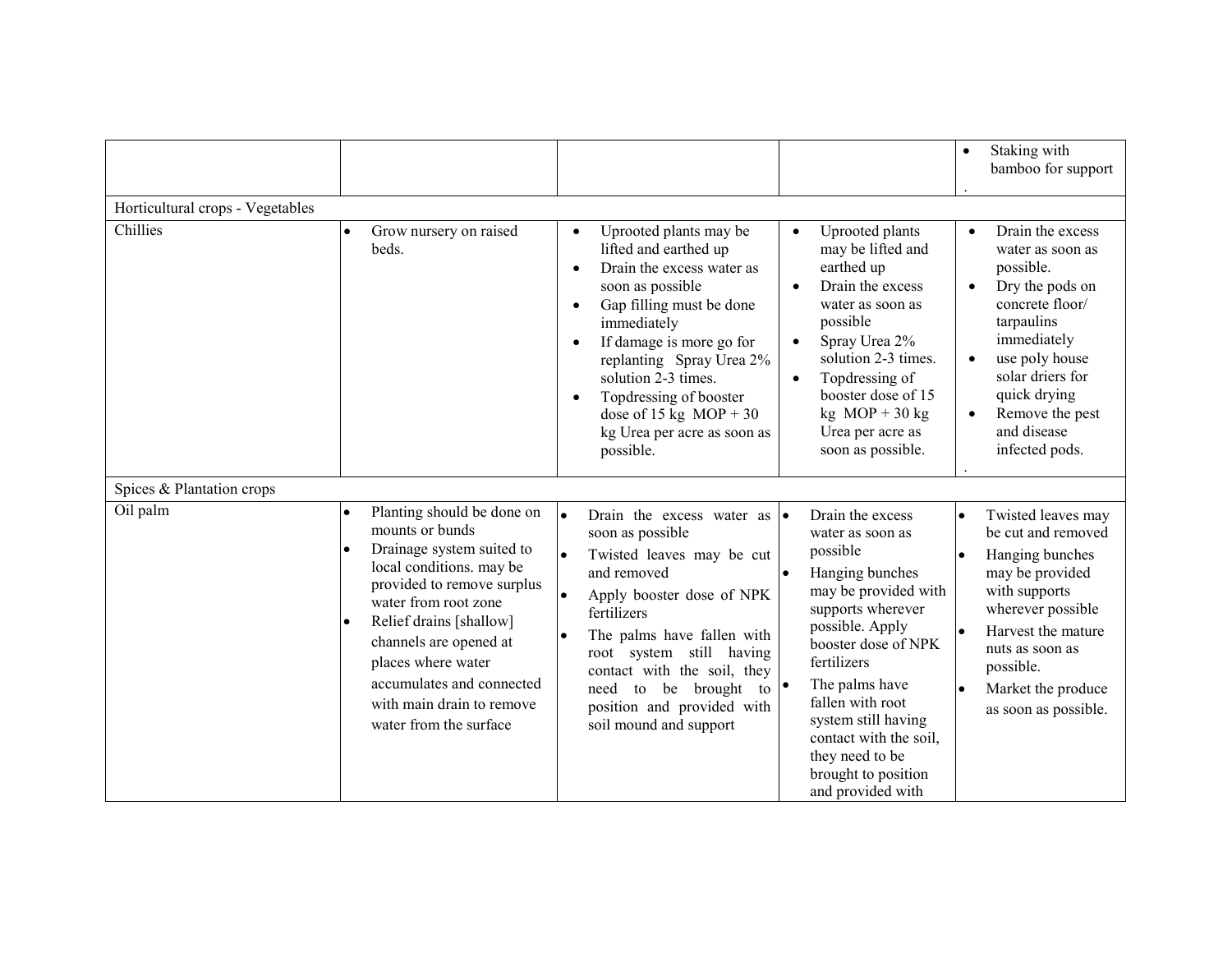| | | | | |
|---|---|---|---|---|
| | | | | • Staking with bamboo for support . |
| Horticultural crops - Vegetables | | | | |
| Chillies | • Grow nursery on raised beds. | • Uprooted plants may be lifted and earthed up<br>• Drain the excess water as soon as possible<br>• Gap filling must be done immediately<br>• If damage is more go for replanting Spray Urea 2% solution 2-3 times.<br>• Topdressing of booster dose of 15 kg MOP + 30 kg Urea per acre as soon as possible. | • Uprooted plants may be lifted and earthed up<br>• Drain the excess water as soon as possible<br>• Spray Urea 2% solution 2-3 times.<br>• Topdressing of booster dose of 15 kg MOP + 30 kg Urea per acre as soon as possible. | • Drain the excess water as soon as possible.<br>• Dry the pods on concrete floor/ tarpaulins immediately<br>• use poly house solar driers for quick drying<br>• Remove the pest and disease infected pods. . |
| Spices & Plantation crops | | | | |
| Oil palm | • Planting should be done on mounts or bunds<br>• Drainage system suited to local conditions. may be provided to remove surplus water from root zone<br>• Relief drains [shallow] channels are opened at places where water accumulates and connected with main drain to remove water from the surface | • Drain the excess water as soon as possible<br>• Twisted leaves may be cut and removed<br>• Apply booster dose of NPK fertilizers<br>• The palms have fallen with root system still having contact with the soil, they need to be brought to position and provided with soil mound and support | • Drain the excess water as soon as possible<br>• Hanging bunches may be provided with supports wherever possible. Apply booster dose of NPK fertilizers<br>• The palms have fallen with root system still having contact with the soil, they need to be brought to position and provided with | • Twisted leaves may be cut and removed<br>• Hanging bunches may be provided with supports wherever possible<br>• Harvest the mature nuts as soon as possible.<br>• Market the produce as soon as possible. |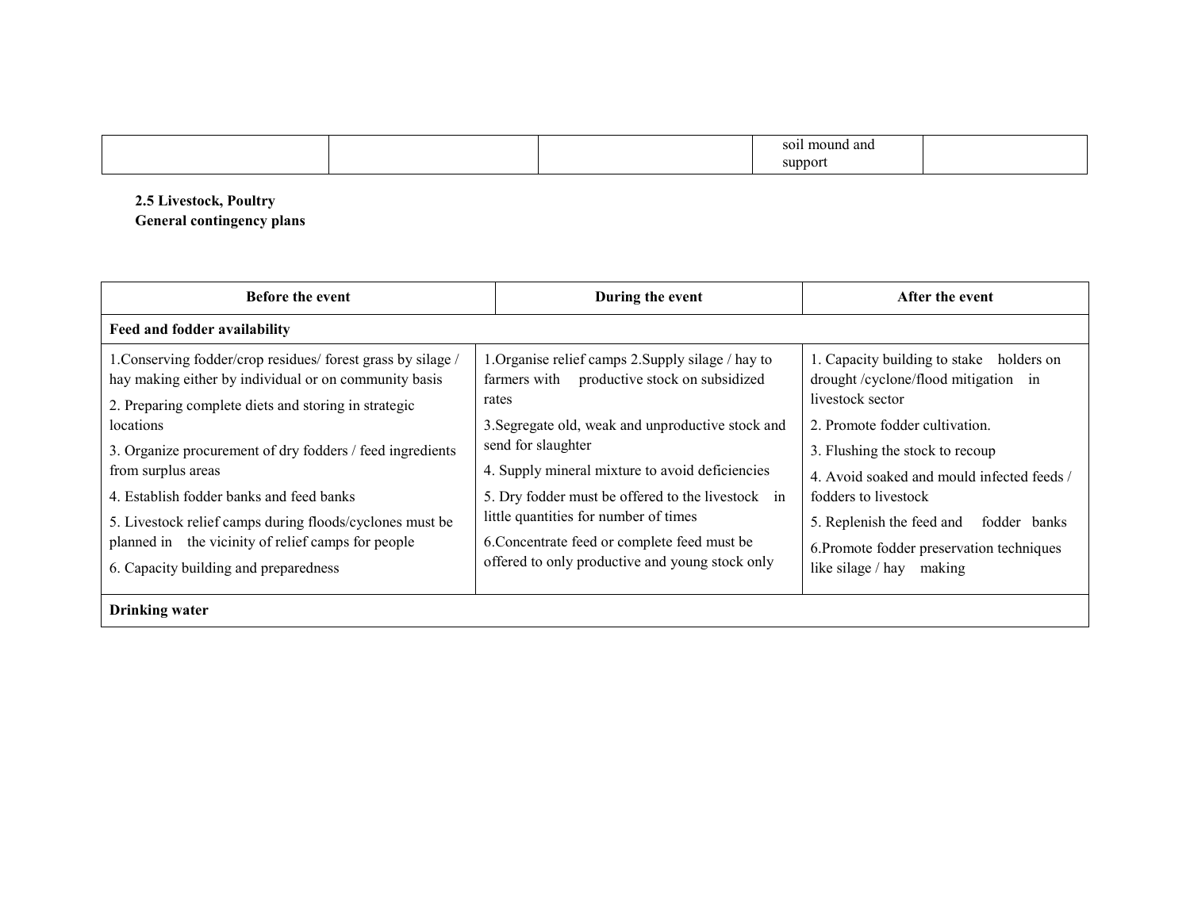| | | | soil mound and support | |
|---|---|---|---|---|

**2.5 Livestock, Poultry**

**General contingency plans**

| Before the event | During the event | After the event |
|---|---|---|
| **Feed and fodder availability** | | |
| 1.Conserving fodder/crop residues/ forest grass by silage / hay making either by individual or on community basis<br>2. Preparing complete diets and storing in strategic locations<br>3. Organize procurement of dry fodders / feed ingredients from surplus areas<br>4. Establish fodder banks and feed banks<br>5. Livestock relief camps during floods/cyclones must be planned in the vicinity of relief camps for people<br>6. Capacity building and preparedness | 1.Organise relief camps 2.Supply silage / hay to farmers with productive stock on subsidized rates<br>3.Segregate old, weak and unproductive stock and send for slaughter<br>4. Supply mineral mixture to avoid deficiencies<br>5. Dry fodder must be offered to the livestock in little quantities for number of times<br>6.Concentrate feed or complete feed must be offered to only productive and young stock only | 1. Capacity building to stake holders on drought /cyclone/flood mitigation in livestock sector<br>2. Promote fodder cultivation.<br>3. Flushing the stock to recoup<br>4. Avoid soaked and mould infected feeds / fodders to livestock<br>5. Replenish the feed and fodder banks<br>6.Promote fodder preservation techniques like silage / hay making |
| **Drinking water** | | |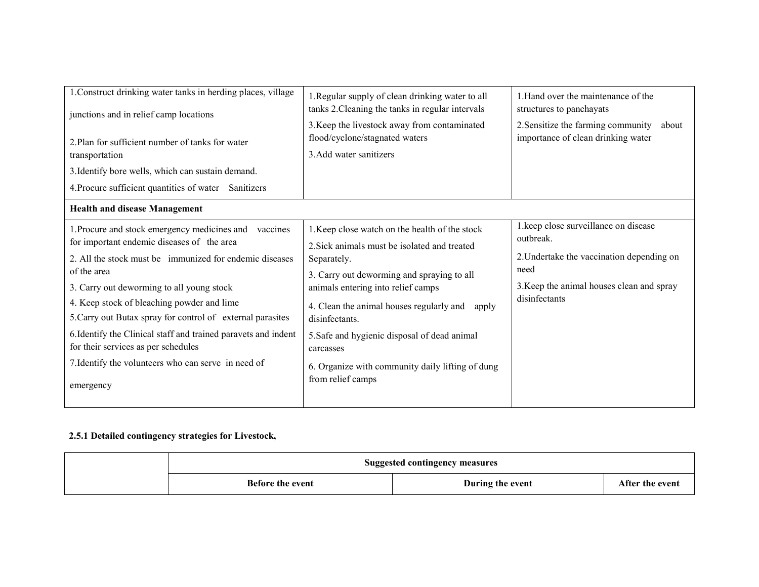| | | |
|---|---|---|
| 1.Construct drinking water tanks in herding places, village junctions and in relief camp locations<br>2.Plan for sufficient number of tanks for water transportation<br>3.Identify bore wells, which can sustain demand.<br>4.Procure sufficient quantities of water Sanitizers | 1.Regular supply of clean drinking water to all tanks 2.Cleaning the tanks in regular intervals<br>3.Keep the livestock away from contaminated flood/cyclone/stagnated waters<br>3.Add water sanitizers | 1.Hand over the maintenance of the structures to panchayats<br>2.Sensitize the farming community about importance of clean drinking water |
| **Health and disease Management** | | |
| 1.Procure and stock emergency medicines and vaccines for important endemic diseases of the area<br>2. All the stock must be immunized for endemic diseases of the area<br>3. Carry out deworming to all young stock<br>4. Keep stock of bleaching powder and lime<br>5.Carry out Butax spray for control of external parasites<br>6.Identify the Clinical staff and trained paravets and indent for their services as per schedules<br>7.Identify the volunteers who can serve in need of emergency | 1.Keep close watch on the health of the stock<br>2.Sick animals must be isolated and treated Separately.<br>3. Carry out deworming and spraying to all animals entering into relief camps<br>4. Clean the animal houses regularly and apply disinfectants.<br>5.Safe and hygienic disposal of dead animal carcasses<br>6. Organize with community daily lifting of dung from relief camps | 1.keep close surveillance on disease outbreak.<br>2.Undertake the vaccination depending on need<br>3.Keep the animal houses clean and spray disinfectants |

**2.5.1 Detailed contingency strategies for Livestock,**

| | Suggested contingency measures | | |
|---|---|---|---|
| | Before the event | During the event | After the event |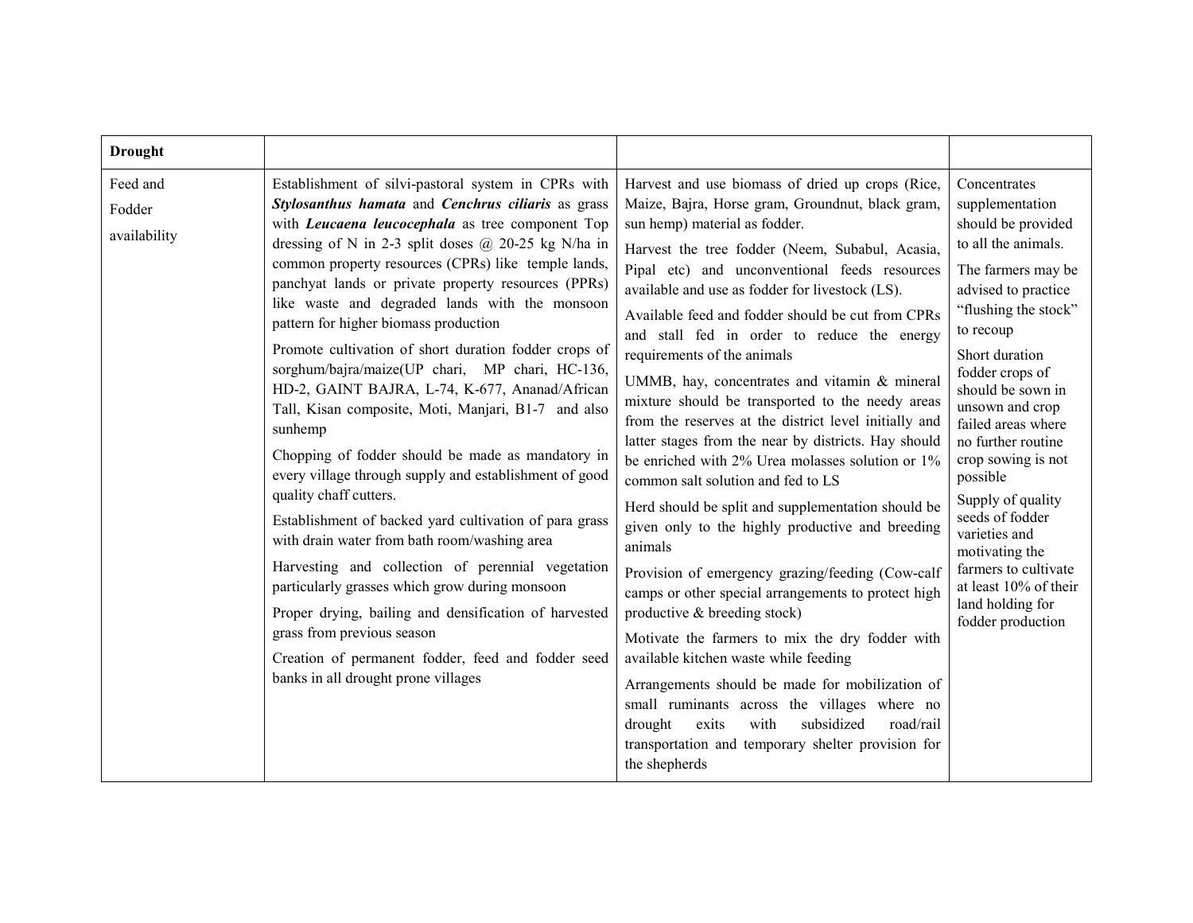| Drought | | | |
|---|---|---|---|
| Feed and Fodder availability | Establishment of silvi-pastoral system in CPRs with ***Stylosanthus hamata*** and ***Cenchrus ciliaris*** as grass with ***Leucaena leucocephala*** as tree component Top dressing of N in 2-3 split doses @ 20-25 kg N/ha in common property resources (CPRs) like temple lands, panchyat lands or private property resources (PPRs) like waste and degraded lands with the monsoon pattern for higher biomass production<br><br>Promote cultivation of short duration fodder crops of sorghum/bajra/maize(UP chari, MP chari, HC-136, HD-2, GAINT BAJRA, L-74, K-677, Ananad/African Tall, Kisan composite, Moti, Manjari, B1-7 and also sunhemp<br><br>Chopping of fodder should be made as mandatory in every village through supply and establishment of good quality chaff cutters.<br><br>Establishment of backed yard cultivation of para grass with drain water from bath room/washing area<br><br>Harvesting and collection of perennial vegetation particularly grasses which grow during monsoon<br><br>Proper drying, bailing and densification of harvested grass from previous season<br><br>Creation of permanent fodder, feed and fodder seed banks in all drought prone villages | Harvest and use biomass of dried up crops (Rice, Maize, Bajra, Horse gram, Groundnut, black gram, sun hemp) material as fodder.<br><br>Harvest the tree fodder (Neem, Subabul, Acasia, Pipal etc) and unconventional feeds resources available and use as fodder for livestock (LS).<br><br>Available feed and fodder should be cut from CPRs and stall fed in order to reduce the energy requirements of the animals<br><br>UMMB, hay, concentrates and vitamin & mineral mixture should be transported to the needy areas from the reserves at the district level initially and latter stages from the near by districts. Hay should be enriched with 2% Urea molasses solution or 1% common salt solution and fed to LS<br><br>Herd should be split and supplementation should be given only to the highly productive and breeding animals<br><br>Provision of emergency grazing/feeding (Cow-calf camps or other special arrangements to protect high productive & breeding stock)<br><br>Motivate the farmers to mix the dry fodder with available kitchen waste while feeding<br><br>Arrangements should be made for mobilization of small ruminants across the villages where no drought exits with subsidized road/rail transportation and temporary shelter provision for the shepherds | Concentrates supplementation should be provided to all the animals.<br><br>The farmers may be advised to practice "flushing the stock" to recoup<br><br>Short duration fodder crops of should be sown in unsown and crop failed areas where no further routine crop sowing is not possible<br><br>Supply of quality seeds of fodder varieties and motivating the farmers to cultivate at least 10% of their land holding for fodder production |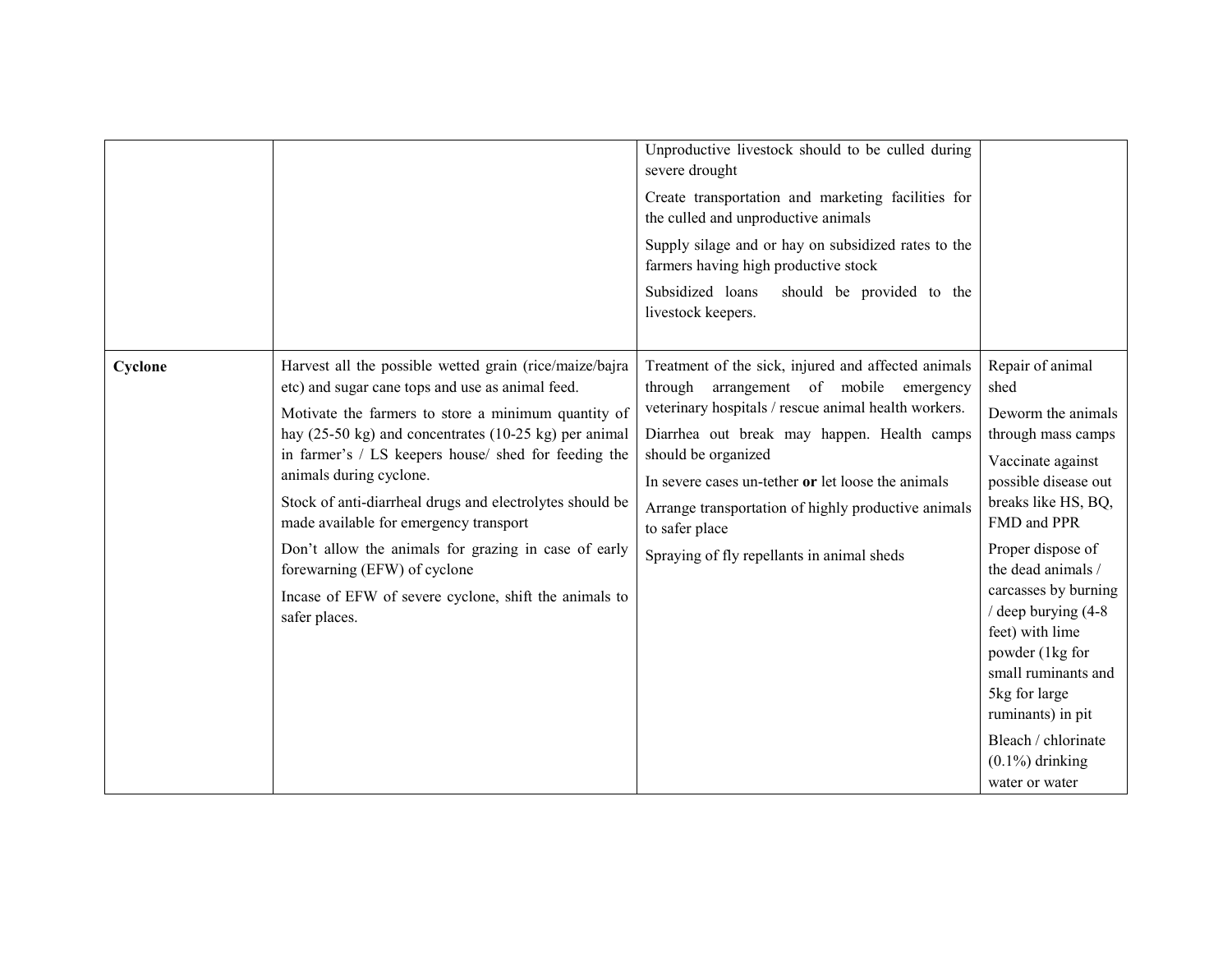| | | | |
|---|---|---|---|
| | | Unproductive livestock should to be culled during severe drought<br>Create transportation and marketing facilities for the culled and unproductive animals<br>Supply silage and or hay on subsidized rates to the farmers having high productive stock<br>Subsidized loans should be provided to the livestock keepers. | |
| **Cyclone** | Harvest all the possible wetted grain (rice/maize/bajra etc) and sugar cane tops and use as animal feed.<br>Motivate the farmers to store a minimum quantity of hay (25-50 kg) and concentrates (10-25 kg) per animal in farmer's / LS keepers house/ shed for feeding the animals during cyclone.<br>Stock of anti-diarrheal drugs and electrolytes should be made available for emergency transport<br>Don't allow the animals for grazing in case of early forewarning (EFW) of cyclone<br>Incase of EFW of severe cyclone, shift the animals to safer places. | Treatment of the sick, injured and affected animals through arrangement of mobile emergency veterinary hospitals / rescue animal health workers.<br>Diarrhea out break may happen. Health camps should be organized<br>In severe cases un-tether **or** let loose the animals<br>Arrange transportation of highly productive animals to safer place<br>Spraying of fly repellants in animal sheds | Repair of animal shed<br>Deworm the animals through mass camps<br>Vaccinate against possible disease out breaks like HS, BQ, FMD and PPR<br>Proper dispose of the dead animals / carcasses by burning / deep burying (4-8 feet) with lime powder (1kg for small ruminants and 5kg for large ruminants) in pit<br>Bleach / chlorinate (0.1%) drinking water or water |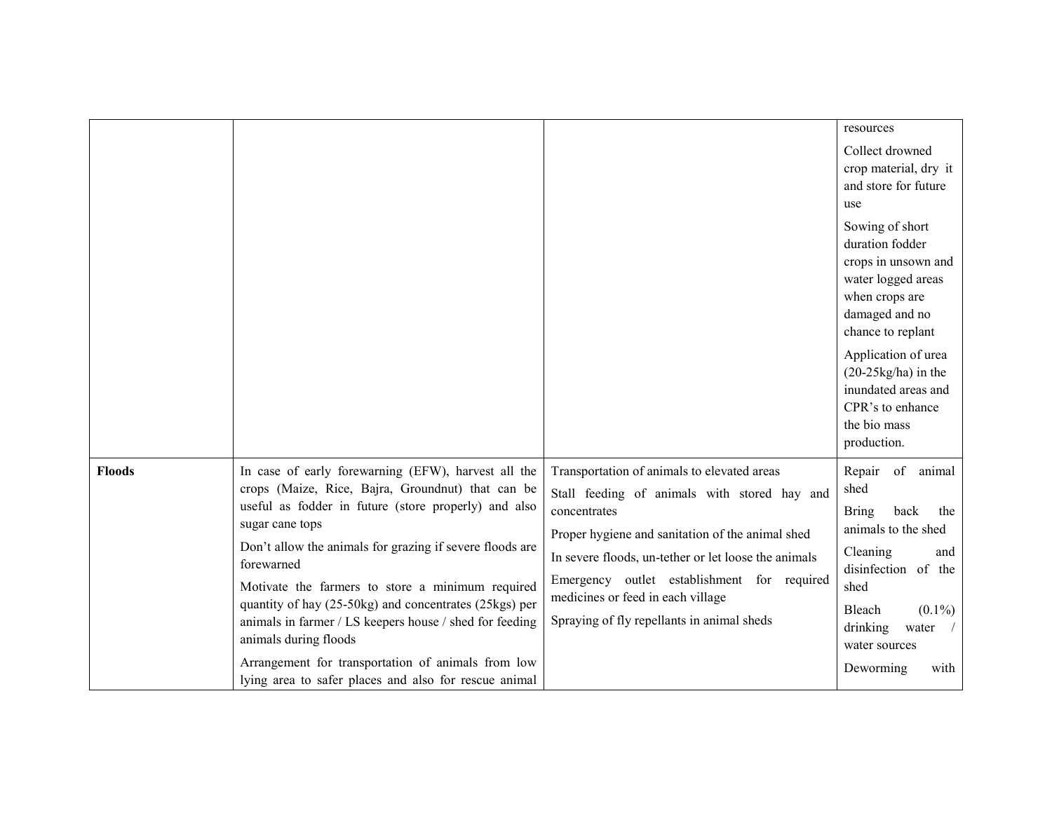| | | | |
|---|---|---|---|
| | | | resources<br>Collect drowned crop material, dry it and store for future use<br>Sowing of short duration fodder crops in unsown and water logged areas when crops are damaged and no chance to replant<br>Application of urea (20-25kg/ha) in the inundated areas and CPR's to enhance the bio mass production. |
| **Floods** | In case of early forewarning (EFW), harvest all the crops (Maize, Rice, Bajra, Groundnut) that can be useful as fodder in future (store properly) and also sugar cane tops<br>Don't allow the animals for grazing if severe floods are forewarned<br>Motivate the farmers to store a minimum required quantity of hay (25-50kg) and concentrates (25kgs) per animals in farmer / LS keepers house / shed for feeding animals during floods<br>Arrangement for transportation of animals from low lying area to safer places and also for rescue animal | Transportation of animals to elevated areas<br>Stall feeding of animals with stored hay and concentrates<br>Proper hygiene and sanitation of the animal shed<br>In severe floods, un-tether or let loose the animals<br>Emergency outlet establishment for required medicines or feed in each village<br>Spraying of fly repellants in animal sheds | Repair of animal shed<br>Bring back the animals to the shed<br>Cleaning and disinfection of the shed<br>Bleach (0.1%) drinking water / water sources<br>Deworming with |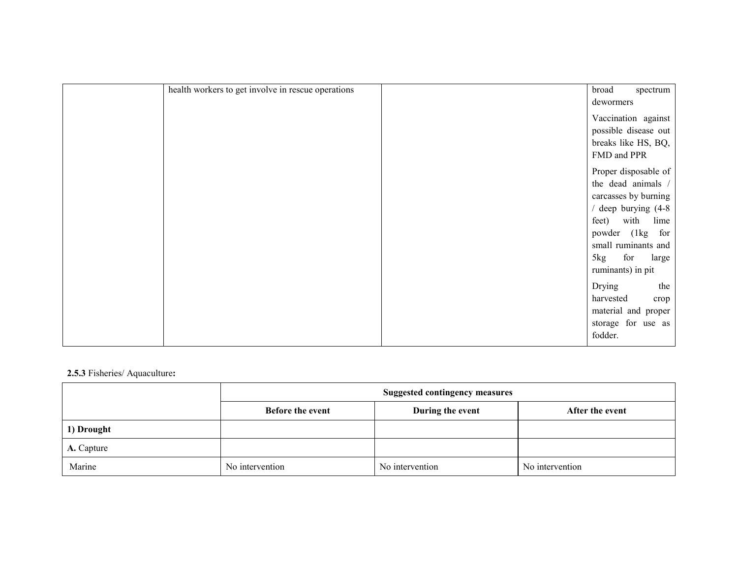| | | | |
|---|---|---|---|
| | health workers to get involve in rescue operations | | broad spectrum dewormers<br><br>Vaccination against possible disease out breaks like HS, BQ, FMD and PPR<br><br>Proper disposable of the dead animals / carcasses by burning / deep burying (4-8 feet) with lime powder (1kg for small ruminants and 5kg for large ruminants) in pit<br><br>Drying the harvested crop material and proper storage for use as fodder. |

**2.5.3** Fisheries/ Aquaculture**:**

| | Suggested contingency measures | | |
|---|---|---|---|
| | **Before the event** | **During the event** | **After the event** |
| **1) Drought** | | | |
| **A.** Capture | | | |
| Marine | No intervention | No intervention | No intervention |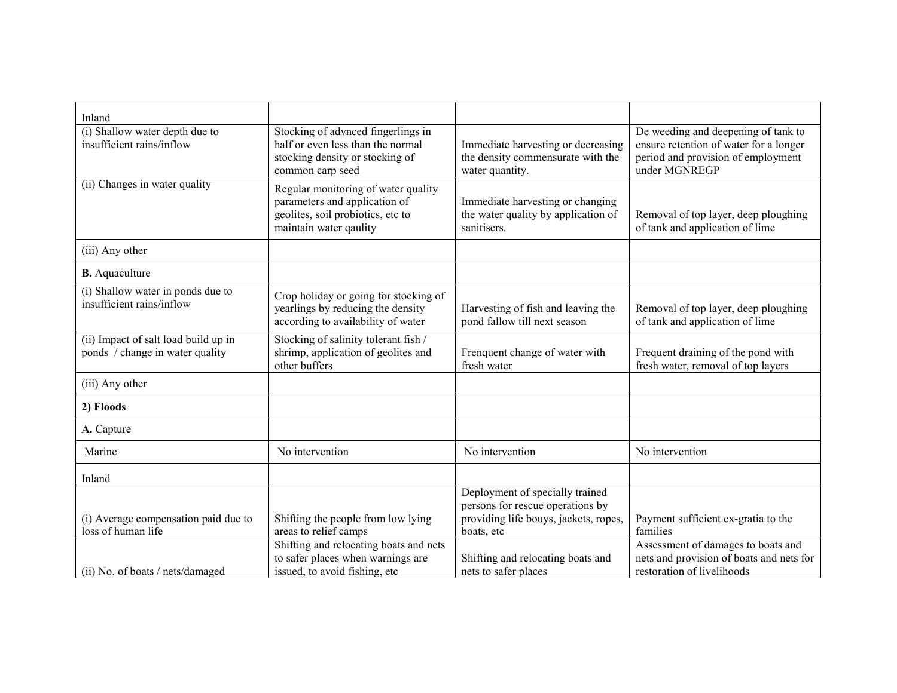| | | | |
|---|---|---|---|
| Inland | | | |
| (i) Shallow water depth due to insufficient rains/inflow | Stocking of advnced fingerlings in half or even less than the normal stocking density or stocking of common carp seed | Immediate harvesting or decreasing the density commensurate with the water quantity. | De weeding and deepening of tank to ensure retention of water for a longer period and provision of employment under MGNREGP |
| (ii) Changes in water quality | Regular monitoring of water quality parameters and application of geolites, soil probiotics, etc to maintain water qaulity | Immediate harvesting or changing the water quality by application of sanitisers. | Removal of top layer, deep ploughing of tank and application of lime |
| (iii) Any other | | | |
| **B.** Aquaculture | | | |
| (i) Shallow water in ponds due to insufficient rains/inflow | Crop holiday or going for stocking of yearlings by reducing the density according to availability of water | Harvesting of fish and leaving the pond fallow till next season | Removal of top layer, deep ploughing of tank and application of lime |
| (ii) Impact of salt load build up in ponds / change in water quality | Stocking of salinity tolerant fish / shrimp, application of geolites and other buffers | Frenquent change of water with fresh water | Frequent draining of the pond with fresh water, removal of top layers |
| (iii) Any other | | | |
| **2) Floods** | | | |
| **A.** Capture | | | |
| Marine | No intervention | No intervention | No intervention |
| Inland | | | |
| (i) Average compensation paid due to loss of human life | Shifting the people from low lying areas to relief camps | Deployment of specially trained persons for rescue operations by providing life bouys, jackets, ropes, boats, etc | Payment sufficient ex-gratia to the families |
| (ii) No. of boats / nets/damaged | Shifting and relocating boats and nets to safer places when warnings are issued, to avoid fishing, etc | Shifting and relocating boats and nets to safer places | Assessment of damages to boats and nets and provision of boats and nets for restoration of livelihoods |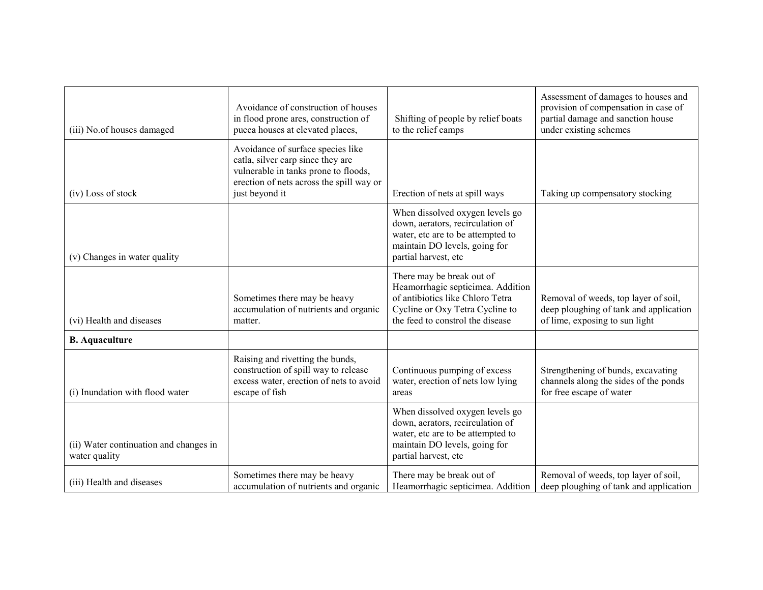| | | | |
|---|---|---|---|
| (iii) No.of houses damaged | Avoidance of construction of houses in flood prone ares, construction of pucca houses at elevated places, | Shifting of people by relief boats to the relief camps | Assessment of damages to houses and provision of compensation in case of partial damage and sanction house under existing schemes |
| (iv) Loss of stock | Avoidance of surface species like catla, silver carp since they are vulnerable in tanks prone to floods, erection of nets across the spill way or just beyond it | Erection of nets at spill ways | Taking up compensatory stocking |
| (v) Changes in water quality | | When dissolved oxygen levels go down, aerators, recirculation of water, etc are to be attempted to maintain DO levels, going for partial harvest, etc | |
| (vi) Health and diseases | Sometimes there may be heavy accumulation of nutrients and organic matter. | There may be break out of Heamorrhagic septicimea. Addition of antibiotics like Chloro Tetra Cycline or Oxy Tetra Cycline to the feed to constrol the disease | Removal of weeds, top layer of soil, deep ploughing of tank and application of lime, exposing to sun light |
| **B. Aquaculture** | | | |
| (i) Inundation with flood water | Raising and rivetting the bunds, construction of spill way to release excess water, erection of nets to avoid escape of fish | Continuous pumping of excess water, erection of nets low lying areas | Strengthening of bunds, excavating channels along the sides of the ponds for free escape of water |
| (ii) Water continuation and changes in water quality | | When dissolved oxygen levels go down, aerators, recirculation of water, etc are to be attempted to maintain DO levels, going for partial harvest, etc | |
| (iii) Health and diseases | Sometimes there may be heavy accumulation of nutrients and organic | There may be break out of Heamorrhagic septicimea. Addition | Removal of weeds, top layer of soil, deep ploughing of tank and application |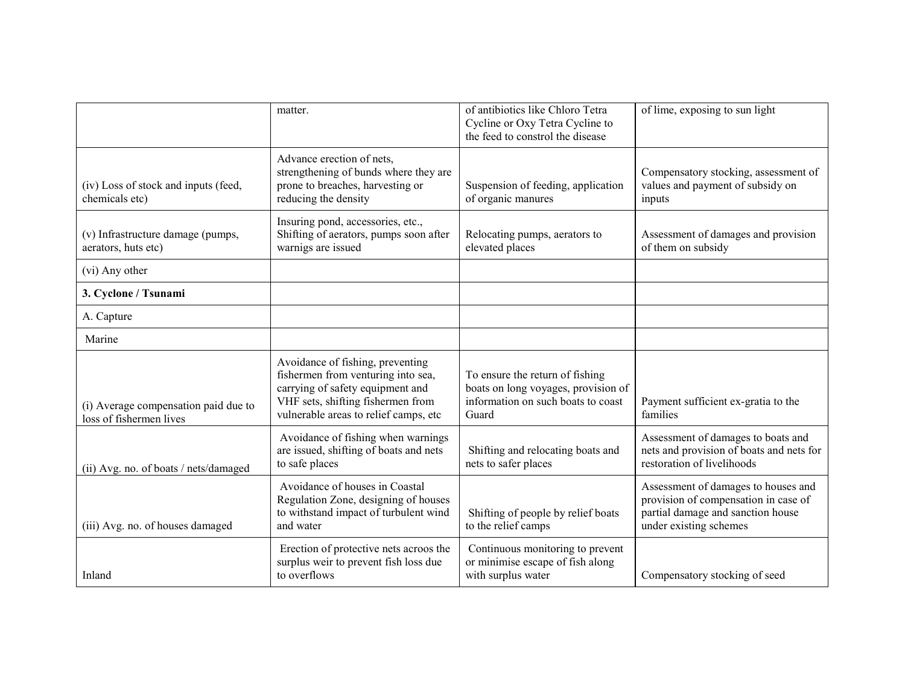| | | | |
|---|---|---|---|
| | matter. | of antibiotics like Chloro Tetra Cycline or Oxy Tetra Cycline to the feed to constrol the disease | of lime, exposing to sun light |
| (iv) Loss of stock and inputs (feed, chemicals etc) | Advance erection of nets, strengthening of bunds where they are prone to breaches, harvesting or reducing the density | Suspension of feeding, application of organic manures | Compensatory stocking, assessment of values and payment of subsidy on inputs |
| (v) Infrastructure damage (pumps, aerators, huts etc) | Insuring pond, accessories, etc., Shifting of aerators, pumps soon after warnigs are issued | Relocating pumps, aerators to elevated places | Assessment of damages and provision of them on subsidy |
| (vi) Any other | | | |
| **3. Cyclone / Tsunami** | | | |
| A. Capture | | | |
| Marine | | | |
| (i) Average compensation paid due to loss of fishermen lives | Avoidance of fishing, preventing fishermen from venturing into sea, carrying of safety equipment and VHF sets, shifting fishermen from vulnerable areas to relief camps, etc | To ensure the return of fishing boats on long voyages, provision of information on such boats to coast Guard | Payment sufficient ex-gratia to the families |
| (ii) Avg. no. of boats / nets/damaged | Avoidance of fishing when warnings are issued, shifting of boats and nets to safe places | Shifting and relocating boats and nets to safer places | Assessment of damages to boats and nets and provision of boats and nets for restoration of livelihoods |
| (iii) Avg. no. of houses damaged | Avoidance of houses in Coastal Regulation Zone, designing of houses to withstand impact of turbulent wind and water | Shifting of people by relief boats to the relief camps | Assessment of damages to houses and provision of compensation in case of partial damage and sanction house under existing schemes |
| Inland | Erection of protective nets acroos the surplus weir to prevent fish loss due to overflows | Continuous monitoring to prevent or minimise escape of fish along with surplus water | Compensatory stocking of seed |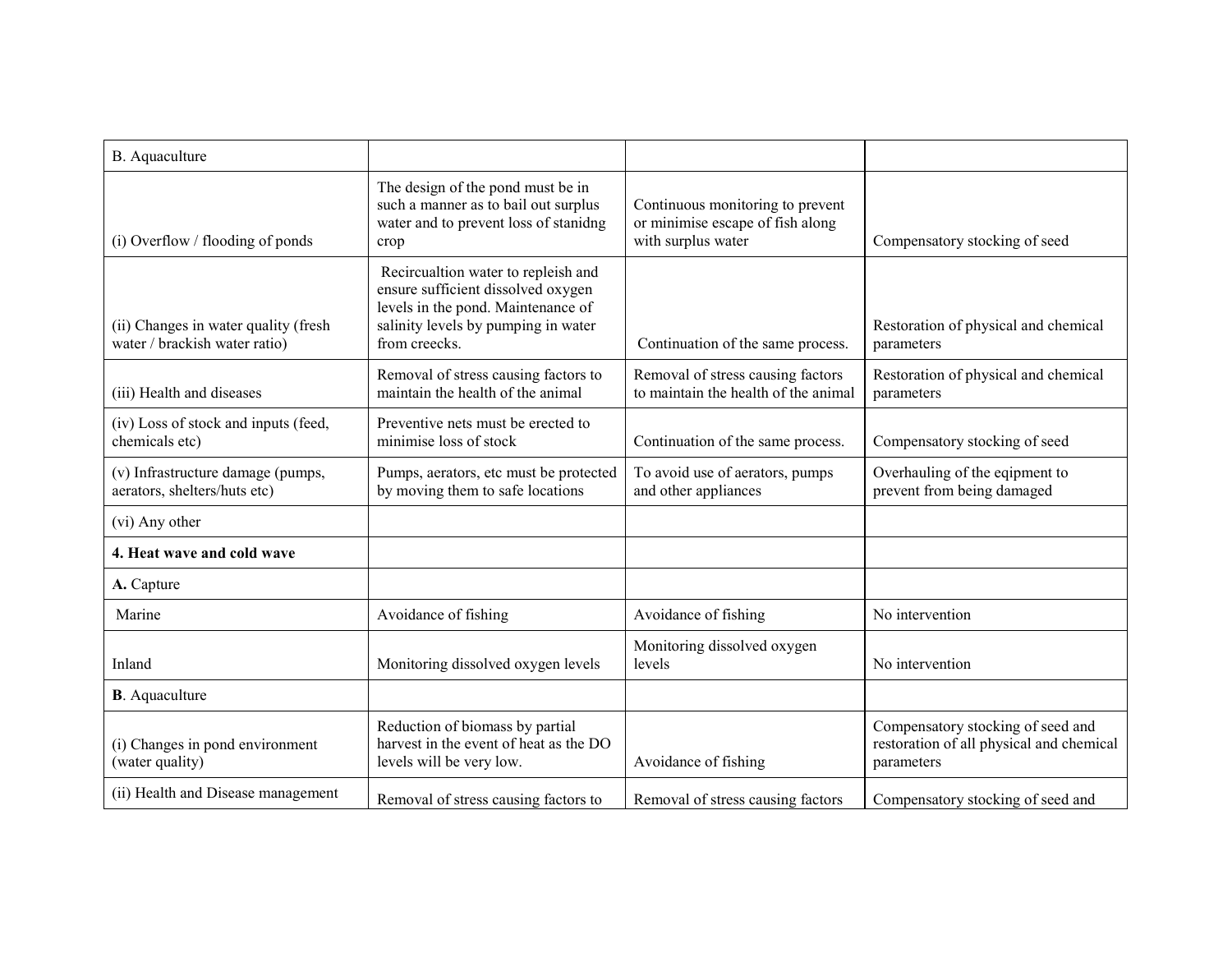| B. Aquaculture | | | |
|---|---|---|---|
| (i) Overflow / flooding of ponds | The design of the pond must be in such a manner as to bail out surplus water and to prevent loss of stanidng crop | Continuous monitoring to prevent or minimise escape of fish along with surplus water | Compensatory stocking of seed |
| (ii) Changes in water quality (fresh water / brackish water ratio) | Recircualtion water to repleish and ensure sufficient dissolved oxygen levels in the pond. Maintenance of salinity levels by pumping in water from creecks. | Continuation of the same process. | Restoration of physical and chemical parameters |
| (iii) Health and diseases | Removal of stress causing factors to maintain the health of the animal | Removal of stress causing factors to maintain the health of the animal | Restoration of physical and chemical parameters |
| (iv) Loss of stock and inputs (feed, chemicals etc) | Preventive nets must be erected to minimise loss of stock | Continuation of the same process. | Compensatory stocking of seed |
| (v) Infrastructure damage (pumps, aerators, shelters/huts etc) | Pumps, aerators, etc must be protected by moving them to safe locations | To avoid use of aerators, pumps and other appliances | Overhauling of the eqipment to prevent from being damaged |
| (vi) Any other | | | |
| **4. Heat wave and cold wave** | | | |
| **A.** Capture | | | |
| Marine | Avoidance of fishing | Avoidance of fishing | No intervention |
| Inland | Monitoring dissolved oxygen levels | Monitoring dissolved oxygen levels | No intervention |
| **B**. Aquaculture | | | |
| (i) Changes in pond environment (water quality) | Reduction of biomass by partial harvest in the event of heat as the DO levels will be very low. | Avoidance of fishing | Compensatory stocking of seed and restoration of all physical and chemical parameters |
| (ii) Health and Disease management | Removal of stress causing factors to | Removal of stress causing factors | Compensatory stocking of seed and |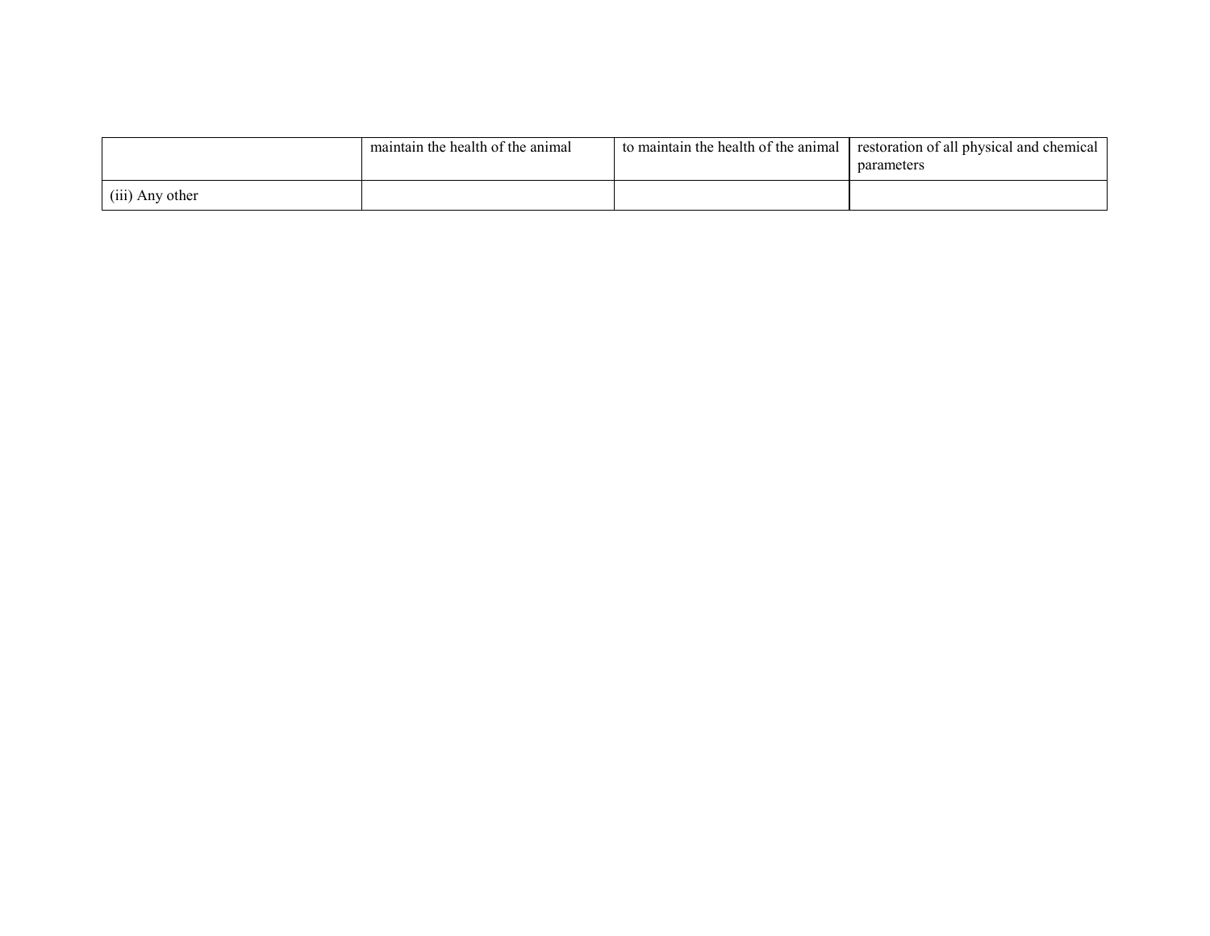| | | | |
|---|---|---|---|
| | maintain the health of the animal | to maintain the health of the animal | restoration of all physical and chemical parameters |
| (iii) Any other | | | |